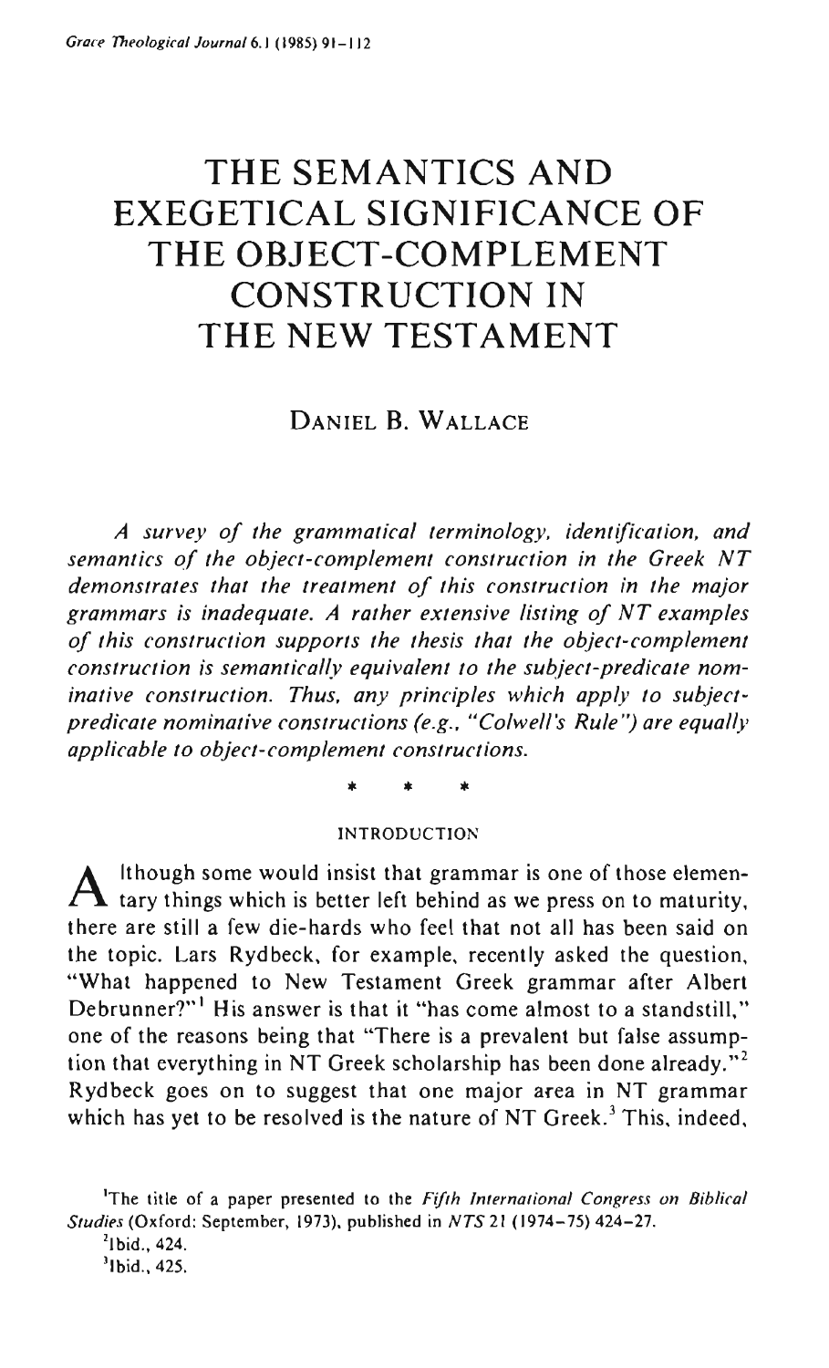# THE SEMANTICS AND EXEGETICAL SIGNIFICANCE OF THE OBJECT-COMPLEMENT CONSTRUCTION IN THE NEW TESTAMENT

DANIEL B. WALLACE

*A survey of the grammatical terminology, identification, and semantics of the object-complement construction in the Greek NT demonstrates that the treatment of this construction in the major grammars is inadequate. A rather extensive listing of NT examples of this construction supports the thesis that the object-complement construction is semantically equivalent to the subject-predicate nominative construction. Thus, any principles which apply to subject-predicate nominative constructions (e.g., "Colwell's Rule") are equally applicable to object-complement constructions.*

\* \* \*

## INTRODUCTION

Although some would insist that grammar is one of those elementary things which is better left behind as we press on to maturity, there are still a few die-hards who feel that not all has been said on the topic. Lars Rydbeck, for example, recently asked the question, "What happened to New Testament Greek grammar after Albert Debrunner?"[1] His answer is that it "has come almost to a standstill," one of the reasons being that "There is a prevalent but false assumption that everything in NT Greek scholarship has been done already."[2] Rydbeck goes on to suggest that one major area in NT grammar which has yet to be resolved is the nature of NT Greek.[3] This, indeed,

[1] The title of a paper presented to the *Fifth International Congress on Biblical Studies* (Oxford: September, 1973), published in *NTS* 21 (1974–75) 424–27.

[2] Ibid., 424.

[3] Ibid., 425.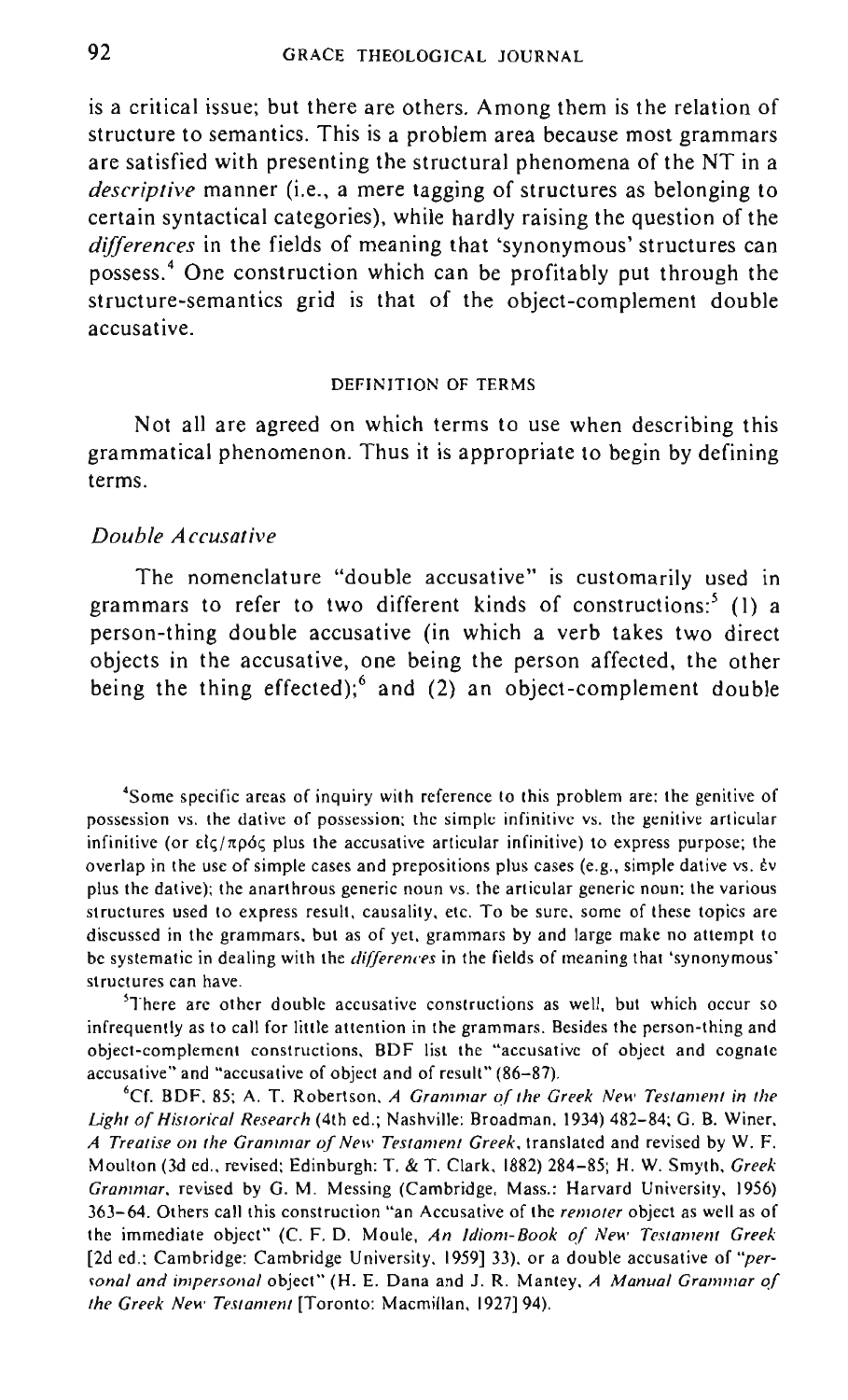is a critical issue; but there are others. Among them is the relation of structure to semantics. This is a problem area because most grammars are satisfied with presenting the structural phenomena of the NT in a *descriptive* manner (i.e., a mere tagging of structures as belonging to certain syntactical categories), while hardly raising the question of the *differences* in the fields of meaning that 'synonymous' structures can possess.[4] One construction which can be profitably put through the structure-semantics grid is that of the object-complement double accusative.

## DEFINITION OF TERMS

Not all are agreed on which terms to use when describing this grammatical phenomenon. Thus it is appropriate to begin by defining terms.

### *Double Accusative*

The nomenclature "double accusative" is customarily used in grammars to refer to two different kinds of constructions:[5] (1) a person-thing double accusative (in which a verb takes two direct objects in the accusative, one being the person affected, the other being the thing effected);[6] and (2) an object-complement double

---

[4]Some specific areas of inquiry with reference to this problem are: the genitive of possession vs. the dative of possession; the simple infinitive vs. the genitive articular infinitive (or εἰς/πρός plus the accusative articular infinitive) to express purpose; the overlap in the use of simple cases and prepositions plus cases (e.g., simple dative vs. ἐν plus the dative); the anarthrous generic noun vs. the articular generic noun; the various structures used to express result, causality, etc. To be sure, some of these topics are discussed in the grammars, but as of yet, grammars by and large make no attempt to be systematic in dealing with the *differences* in the fields of meaning that 'synonymous' structures can have.

[5]There are other double accusative constructions as well, but which occur so infrequently as to call for little attention in the grammars. Besides the person-thing and object-complement constructions, BDF list the "accusative of object and cognate accusative" and "accusative of object and of result" (86–87).

[6]Cf. BDF, 85; A. T. Robertson, *A Grammar of the Greek New Testament in the Light of Historical Research* (4th ed.; Nashville: Broadman, 1934) 482–84; G. B. Winer, *A Treatise on the Grammar of New Testament Greek*, translated and revised by W. F. Moulton (3d ed., revised; Edinburgh: T. & T. Clark, 1882) 284–85; H. W. Smyth, *Greek Grammar*, revised by G. M. Messing (Cambridge, Mass.: Harvard University, 1956) 363–64. Others call this construction "an Accusative of the *remoter* object as well as of the immediate object" (C. F. D. Moule, *An Idiom-Book of New Testament Greek* [2d ed.; Cambridge: Cambridge University, 1959] 33), or a double accusative of "*personal and impersonal* object" (H. E. Dana and J. R. Mantey, *A Manual Grammar of the Greek New Testament* [Toronto: Macmillan, 1927] 94).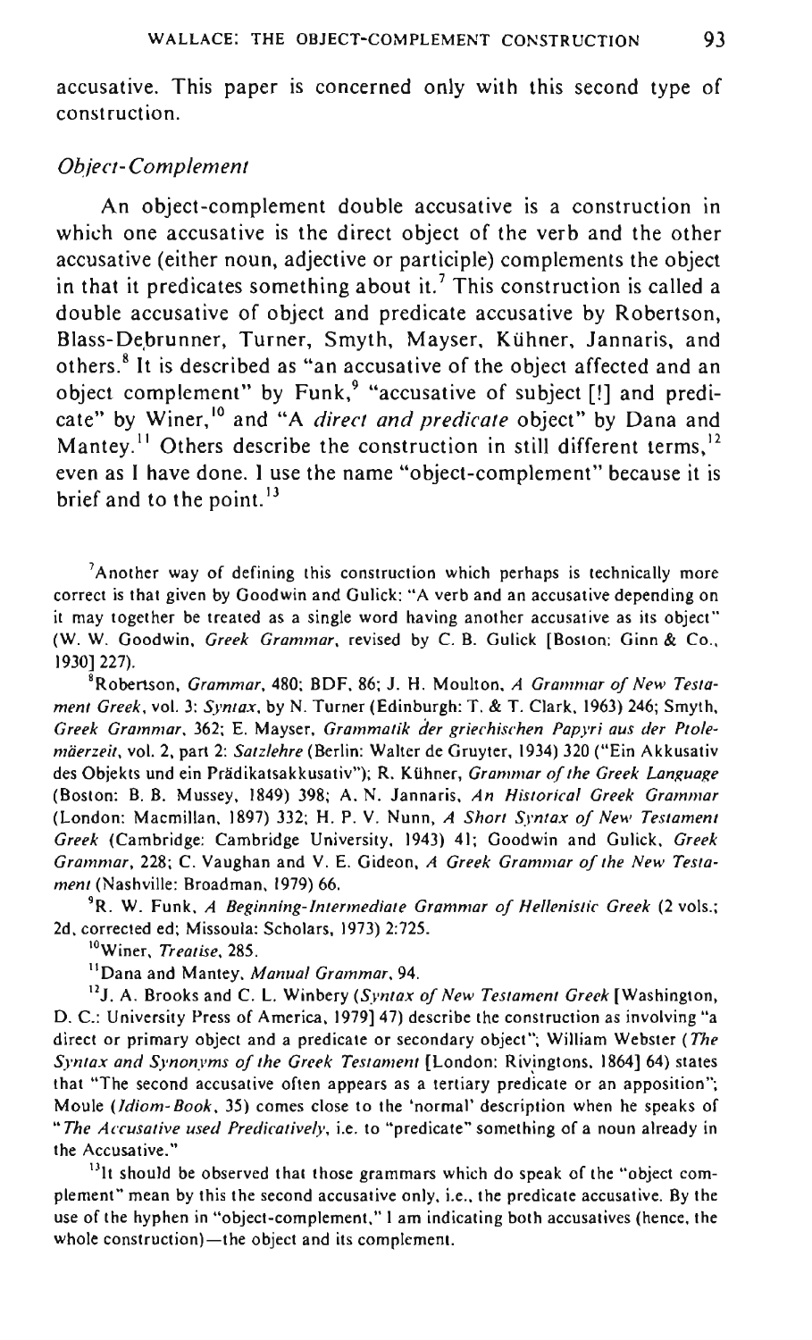accusative. This paper is concerned only with this second type of construction.

### *Object-Complement*

An object-complement double accusative is a construction in which one accusative is the direct object of the verb and the other accusative (either noun, adjective or participle) complements the object in that it predicates something about it.[7] This construction is called a double accusative of object and predicate accusative by Robertson, Blass-Debrunner, Turner, Smyth, Mayser, Kühner, Jannaris, and others.[8] It is described as "an accusative of the object affected and an object complement" by Funk,[9] "accusative of subject [!] and predicate" by Winer,[10] and "A *direct and predicate* object" by Dana and Mantey.[11] Others describe the construction in still different terms,[12] even as I have done. I use the name "object-complement" because it is brief and to the point.[13]

---

[7]Another way of defining this construction which perhaps is technically more correct is that given by Goodwin and Gulick: "A verb and an accusative depending on it may together be treated as a single word having another accusative as its object" (W. W. Goodwin, *Greek Grammar*, revised by C. B. Gulick [Boston: Ginn & Co., 1930] 227).

[8]Robertson, *Grammar*, 480; BDF, 86; J. H. Moulton, *A Grammar of New Testament Greek*, vol. 3: *Syntax*, by N. Turner (Edinburgh: T. & T. Clark, 1963) 246; Smyth, *Greek Grammar*, 362; E. Mayser, *Grammatik der griechischen Papyri aus der Ptolemäerzeit*, vol. 2, part 2: *Satzlehre* (Berlin: Walter de Gruyter, 1934) 320 ("Ein Akkusativ des Objekts und ein Prädikatsakkusativ"); R. Kühner, *Grammar of the Greek Language* (Boston: B. B. Mussey, 1849) 398; A. N. Jannaris, *An Historical Greek Grammar* (London: Macmillan, 1897) 332; H. P. V. Nunn, *A Short Syntax of New Testament Greek* (Cambridge: Cambridge University, 1943) 41; Goodwin and Gulick, *Greek Grammar*, 228; C. Vaughan and V. E. Gideon, *A Greek Grammar of the New Testament* (Nashville: Broadman, 1979) 66.

[9]R. W. Funk, *A Beginning-Intermediate Grammar of Hellenistic Greek* (2 vols.; 2d, corrected ed; Missoula: Scholars, 1973) 2:725.

[10]Winer, *Treatise*, 285.

[11]Dana and Mantey, *Manual Grammar*, 94.

[12]J. A. Brooks and C. L. Winbery (*Syntax of New Testament Greek* [Washington, D. C.: University Press of America, 1979] 47) describe the construction as involving "a direct or primary object and a predicate or secondary object"; William Webster (*The Syntax and Synonyms of the Greek Testament* [London: Rivingtons, 1864] 64) states that "The second accusative often appears as a tertiary predicate or an apposition"; Moule (*Idiom-Book*, 35) comes close to the 'normal' description when he speaks of "*The Accusative used Predicatively*, i.e. to "predicate" something of a noun already in the Accusative."

[13]It should be observed that those grammars which do speak of the "object complement" mean by this the second accusative only, i.e., the predicate accusative. By the use of the hyphen in "object-complement," I am indicating both accusatives (hence, the whole construction)—the object and its complement.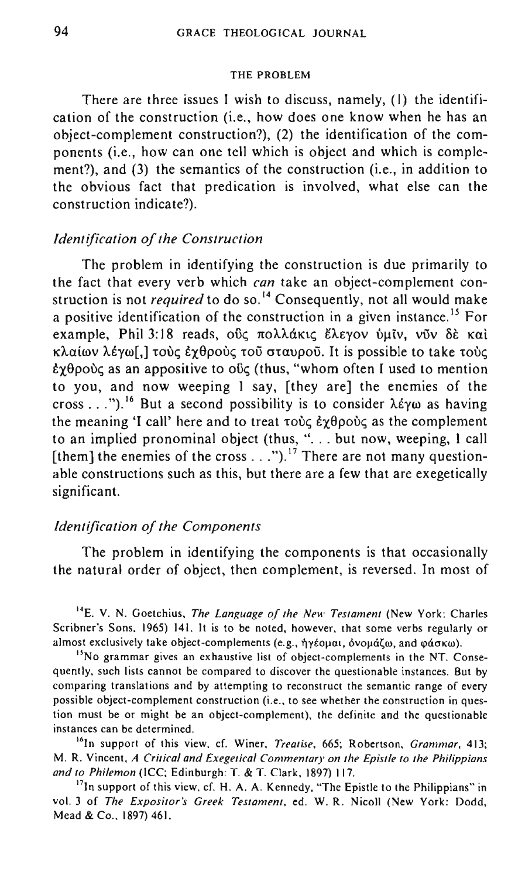## THE PROBLEM

There are three issues I wish to discuss, namely, (1) the identification of the construction (i.e., how does one know when he has an object-complement construction?), (2) the identification of the components (i.e., how can one tell which is object and which is complement?), and (3) the semantics of the construction (i.e., in addition to the obvious fact that predication is involved, what else can the construction indicate?).

### *Identification of the Construction*

The problem in identifying the construction is due primarily to the fact that every verb which *can* take an object-complement construction is not *required* to do so.[14] Consequently, not all would make a positive identification of the construction in a given instance.[15] For example, Phil 3:18 reads, οὓς πολλάκις ἔλεγον ὑμῖν, νῦν δὲ καὶ κλαίων λέγω[,] τοὺς ἐχθροὺς τοῦ σταυροῦ. It is possible to take τοὺς ἐχθροὺς as an appositive to οὓς (thus, "whom often I used to mention to you, and now weeping I say, [they are] the enemies of the cross . . .").[16] But a second possibility is to consider λέγω as having the meaning 'I call' here and to treat τοὺς ἐχθροὺς as the complement to an implied pronominal object (thus, ". . . but now, weeping, I call [them] the enemies of the cross . . .").[17] There are not many questionable constructions such as this, but there are a few that are exegetically significant.

### *Identification of the Components*

The problem in identifying the components is that occasionally the natural order of object, then complement, is reversed. In most of

---

[14] E. V. N. Goetchius, *The Language of the New Testament* (New York: Charles Scribner's Sons, 1965) 141. It is to be noted, however, that some verbs regularly or almost exclusively take object-complements (e.g., ἡγέομαι, ὀνομάζω, and φάσκω).

[15] No grammar gives an exhaustive list of object-complements in the NT. Consequently, such lists cannot be compared to discover the questionable instances. But by comparing translations and by attempting to reconstruct the semantic range of every possible object-complement construction (i.e., to see whether the construction in question must be or might be an object-complement), the definite and the questionable instances can be determined.

[16] In support of this view, cf. Winer, *Treatise*, 665; Robertson, *Grammar*, 413; M. R. Vincent, *A Critical and Exegetical Commentary on the Epistle to the Philippians and to Philemon* (ICC; Edinburgh: T. & T. Clark, 1897) 117.

[17] In support of this view, cf. H. A. A. Kennedy, "The Epistle to the Philippians" in vol. 3 of *The Expositor's Greek Testament*, ed. W. R. Nicoll (New York: Dodd, Mead & Co., 1897) 461.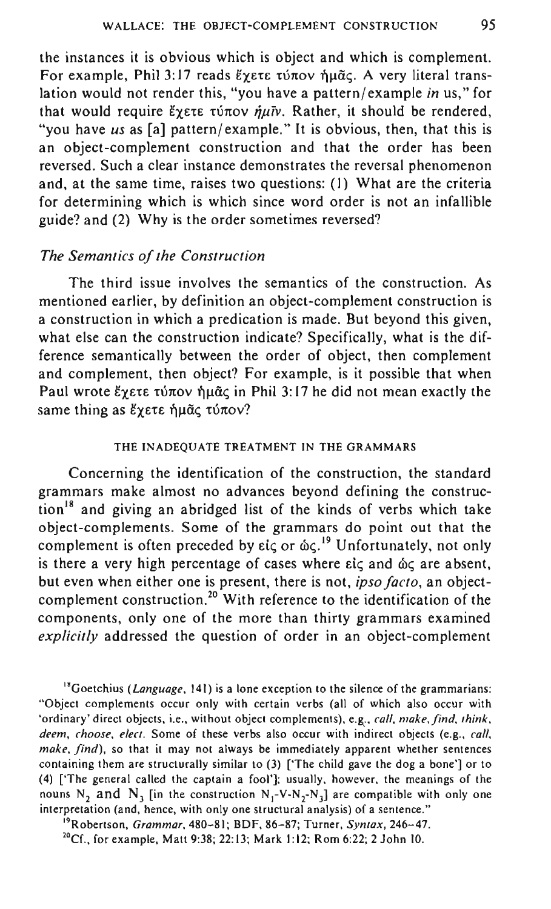the instances it is obvious which is object and which is complement. For example, Phil 3:17 reads ἔχετε τύπον ἡμᾶς. A very literal translation would not render this, "you have a pattern/example *in* us," for that would require ἔχετε τύπον *ἡμῖν*. Rather, it should be rendered, "you have *us* as [a] pattern/example." It is obvious, then, that this is an object-complement construction and that the order has been reversed. Such a clear instance demonstrates the reversal phenomenon and, at the same time, raises two questions: (1) What are the criteria for determining which is which since word order is not an infallible guide? and (2) Why is the order sometimes reversed?

### *The Semantics of the Construction*

The third issue involves the semantics of the construction. As mentioned earlier, by definition an object-complement construction is a construction in which a predication is made. But beyond this given, what else can the construction indicate? Specifically, what is the difference semantically between the order of object, then complement and complement, then object? For example, is it possible that when Paul wrote ἔχετε τύπον ἡμᾶς in Phil 3:17 he did not mean exactly the same thing as ἔχετε ἡμᾶς τύπον?

## THE INADEQUATE TREATMENT IN THE GRAMMARS

Concerning the identification of the construction, the standard grammars make almost no advances beyond defining the construction[18] and giving an abridged list of the kinds of verbs which take object-complements. Some of the grammars do point out that the complement is often preceded by εἰς or ὡς.[19] Unfortunately, not only is there a very high percentage of cases where εἰς and ὡς are absent, but even when either one is present, there is not, *ipso facto*, an object-complement construction.[20] With reference to the identification of the components, only one of the more than thirty grammars examined *explicitly* addressed the question of order in an object-complement

[18]Goetchius (*Language*, 141) is a lone exception to the silence of the grammarians: "Object complements occur only with certain verbs (all of which also occur with 'ordinary' direct objects, i.e., without object complements), e.g., *call, make, find, think, deem, choose, elect*. Some of these verbs also occur with indirect objects (e.g., *call, make, find*), so that it may not always be immediately apparent whether sentences containing them are structurally similar to (3) ['The child gave the dog a bone'] or to (4) ['The general called the captain a fool']; usually, however, the meanings of the nouns $N_2$ and $N_3$ [in the construction $N_1$-V-$N_2$-$N_3$] are compatible with only one interpretation (and, hence, with only one structural analysis) of a sentence."

[19]Robertson, *Grammar*, 480–81; BDF, 86–87; Turner, *Syntax*, 246–47.

[20]Cf., for example, Matt 9:38; 22:13; Mark 1:12; Rom 6:22; 2 John 10.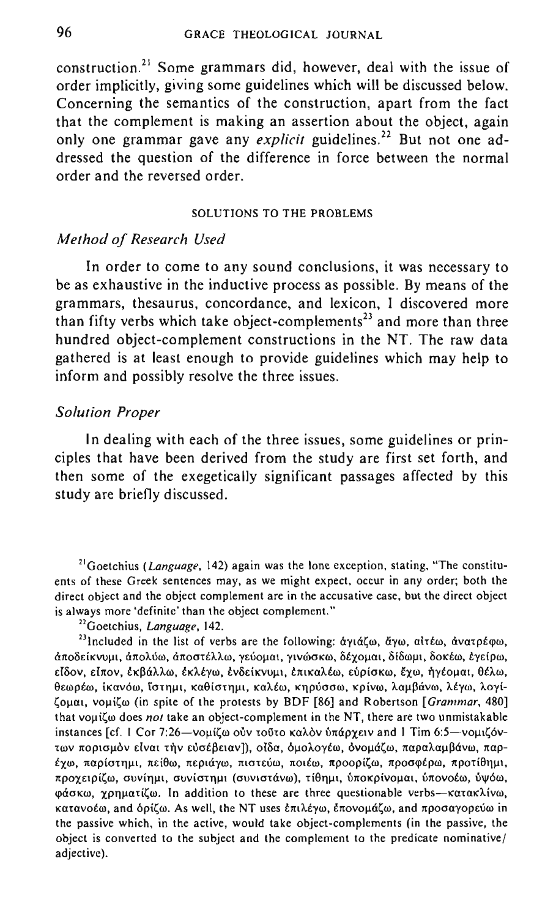construction.[21] Some grammars did, however, deal with the issue of order implicitly, giving some guidelines which will be discussed below. Concerning the semantics of the construction, apart from the fact that the complement is making an assertion about the object, again only one grammar gave any *explicit* guidelines.[22] But not one addressed the question of the difference in force between the normal order and the reversed order.

## SOLUTIONS TO THE PROBLEMS

### *Method of Research Used*

In order to come to any sound conclusions, it was necessary to be as exhaustive in the inductive process as possible. By means of the grammars, thesaurus, concordance, and lexicon, I discovered more than fifty verbs which take object-complements[23] and more than three hundred object-complement constructions in the NT. The raw data gathered is at least enough to provide guidelines which may help to inform and possibly resolve the three issues.

### *Solution Proper*

In dealing with each of the three issues, some guidelines or principles that have been derived from the study are first set forth, and then some of the exegetically significant passages affected by this study are briefly discussed.

---

[21] Goetchius (*Language*, 142) again was the lone exception, stating, "The constituents of these Greek sentences may, as we might expect, occur in any order; both the direct object and the object complement are in the accusative case, but the direct object is always more 'definite' than the object complement."

[22] Goetchius, *Language*, 142.

[23] Included in the list of verbs are the following: ἁγιάζω, ἄγω, αἰτέω, ἀνατρέφω, ἀποδείκνυμι, ἀπολύω, ἀποστέλλω, γεύομαι, γινώσκω, δέχομαι, δίδωμι, δοκέω, ἐγείρω, εἶδον, εἶπον, ἐκβάλλω, ἐκλέγω, ἐνδείκνυμι, ἐπικαλέω, εὑρίσκω, ἔχω, ἡγέομαι, θέλω, θεωρέω, ἱκανόω, ἵστημι, καθίστημι, καλέω, κηρύσσω, κρίνω, λαμβάνω, λέγω, λογίζομαι, νομίζω (in spite of the protests by BDF [86] and Robertson [*Grammar*, 480] that νομίζω does *not* take an object-complement in the NT, there are two unmistakable instances [cf. 1 Cor 7:26—νομίζω οὖν τοῦτο καλὸν ὑπάρχειν and 1 Tim 6:5—νομιζόντων πορισμὸν εἶναι τὴν εὐσέβειαν]), οἶδα, ὁμολογέω, ὀνομάζω, παραλαμβάνω, παρέχω, παρίστημι, πείθω, περιάγω, πιστεύω, ποιέω, προορίζω, προσφέρω, προτίθημι, προχειρίζω, συνίημι, συνίστημι (συνιστάνω), τίθημι, ὑποκρίνομαι, ὑπονοέω, ὑψόω, φάσκω, χρηματίζω. In addition to these are three questionable verbs—κατακλίνω, κατανοέω, and ὁρίζω. As well, the NT uses ἐπιλέγω, ἐπονομάζω, and προσαγορεύω in the passive which, in the active, would take object-complements (in the passive, the object is converted to the subject and the complement to the predicate nominative/adjective).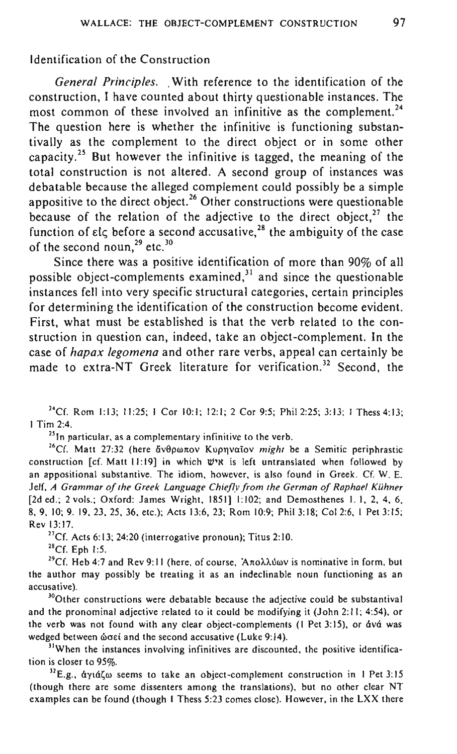Identification of the Construction

*General Principles.* With reference to the identification of the construction, I have counted about thirty questionable instances. The most common of these involved an infinitive as the complement.[24] The question here is whether the infinitive is functioning substantivally as the complement to the direct object or in some other capacity.[25] But however the infinitive is tagged, the meaning of the total construction is not altered. A second group of instances was debatable because the alleged complement could possibly be a simple appositive to the direct object.[26] Other constructions were questionable because of the relation of the adjective to the direct object,[27] the function of εἰς before a second accusative,[28] the ambiguity of the case of the second noun,[29] etc.[30]

Since there was a positive identification of more than 90% of all possible object-complements examined,[31] and since the questionable instances fell into very specific structural categories, certain principles for determining the identification of the construction become evident. First, what must be established is that the verb related to the construction in question can, indeed, take an object-complement. In the case of *hapax legomena* and other rare verbs, appeal can certainly be made to extra-NT Greek literature for verification.[32] Second, the

[24] Cf. Rom 1:13; 11:25; 1 Cor 10:1; 12:1; 2 Cor 9:5; Phil 2:25; 3:13; 1 Thess 4:13; 1 Tim 2:4.

[25] In particular, as a complementary infinitive to the verb.

[26] Cf. Matt 27:32 (here ἄνθρωπον Κυρηναῖον *might* be a Semitic periphrastic construction [cf. Matt 11:19] in which איש is left untranslated when followed by an appositional substantive. The idiom, however, is also found in Greek. Cf. W. E. Jelf, *A Grammar of the Greek Language Chiefly from the German of Raphael Kühner* [2d ed.; 2 vols.; Oxford: James Wright, 1851] 1:102; and Demosthenes 1. 1, 2, 4, 6, 8, 9, 10; 9. 19, 23, 25, 36, etc.); Acts 13:6, 23; Rom 10:9; Phil 3:18; Col 2:6, 1 Pet 3:15; Rev 13:17.

[27] Cf. Acts 6:13; 24:20 (interrogative pronoun); Titus 2:10.

[28] Cf. Eph 1:5.

[29] Cf. Heb 4:7 and Rev 9:11 (here, of course, Ἀπολλύων is nominative in form, but the author may possibly be treating it as an indeclinable noun functioning as an accusative).

[30] Other constructions were debatable because the adjective could be substantival and the pronominal adjective related to it could be modifying it (John 2:11; 4:54), or the verb was not found with any clear object-complements (1 Pet 3:15), or ἀνά was wedged between ὡσεί and the second accusative (Luke 9:14).

[31] When the instances involving infinitives are discounted, the positive identification is closer to 95%.

[32] E.g., ἁγιάζω seems to take an object-complement construction in 1 Pet 3:15 (though there are some dissenters among the translations), but no other clear NT examples can be found (though 1 Thess 5:23 comes close). However, in the LXX there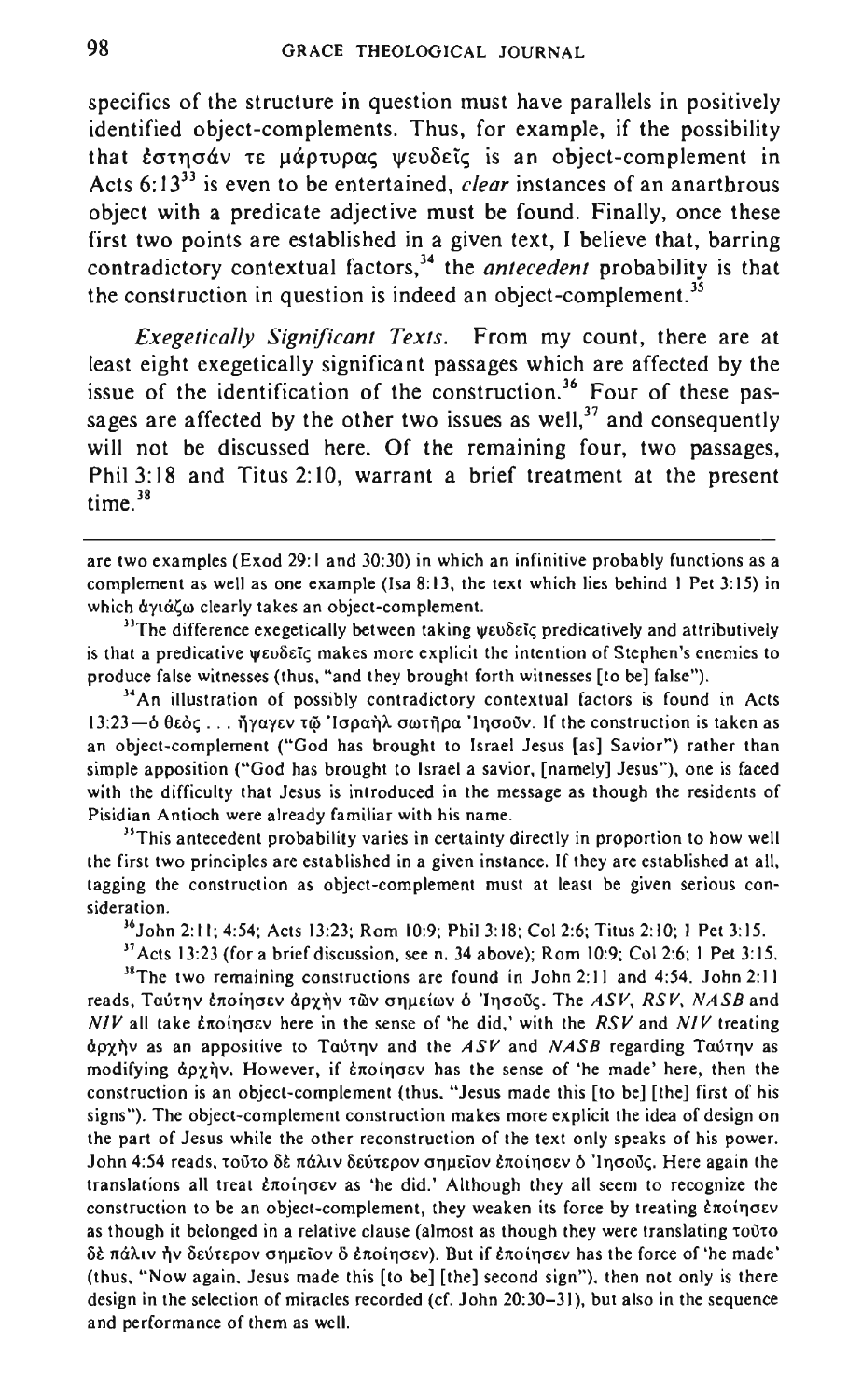specifics of the structure in question must have parallels in positively identified object-complements. Thus, for example, if the possibility that ἔστησάν τε μάρτυρας ψευδεῖς is an object-complement in Acts 6:13[33] is even to be entertained, *clear* instances of an anarthrous object with a predicate adjective must be found. Finally, once these first two points are established in a given text, I believe that, barring contradictory contextual factors,[34] the *antecedent* probability is that the construction in question is indeed an object-complement.[35]

*Exegetically Significant Texts.* From my count, there are at least eight exegetically significant passages which are affected by the issue of the identification of the construction.[36] Four of these passages are affected by the other two issues as well,[37] and consequently will not be discussed here. Of the remaining four, two passages, Phil 3:18 and Titus 2:10, warrant a brief treatment at the present time.[38]

---

are two examples (Exod 29:1 and 30:30) in which an infinitive probably functions as a complement as well as one example (Isa 8:13, the text which lies behind 1 Pet 3:15) in which ἁγιάζω clearly takes an object-complement.

[33]The difference exegetically between taking ψευδεῖς predicatively and attributively is that a predicative ψευδεῖς makes more explicit the intention of Stephen's enemies to produce false witnesses (thus, "and they brought forth witnesses [to be] false").

[34]An illustration of possibly contradictory contextual factors is found in Acts 13:23—ὁ θεὸς . . . ἤγαγεν τῷ Ἰσραὴλ σωτῆρα Ἰησοῦν. If the construction is taken as an object-complement ("God has brought to Israel Jesus [as] Savior") rather than simple apposition ("God has brought to Israel a savior, [namely] Jesus"), one is faced with the difficulty that Jesus is introduced in the message as though the residents of Pisidian Antioch were already familiar with his name.

[35]This antecedent probability varies in certainty directly in proportion to how well the first two principles are established in a given instance. If they are established at all, tagging the construction as object-complement must at least be given serious consideration.

[36]John 2:11; 4:54; Acts 13:23; Rom 10:9; Phil 3:18; Col 2:6; Titus 2:10; 1 Pet 3:15.

[37]Acts 13:23 (for a brief discussion, see n. 34 above); Rom 10:9; Col 2:6; 1 Pet 3:15.

[38]The two remaining constructions are found in John 2:11 and 4:54. John 2:11 reads, Ταύτην ἐποίησεν ἀρχὴν τῶν σημείων ὁ Ἰησοῦς. The *ASV*, *RSV*, *NASB* and *NIV* all take ἐποίησεν here in the sense of 'he did,' with the *RSV* and *NIV* treating ἀρχὴν as an appositive to Ταύτην and the *ASV* and *NASB* regarding Ταύτην as modifying ἀρχὴν. However, if ἐποίησεν has the sense of 'he made' here, then the construction is an object-complement (thus, "Jesus made this [to be] [the] first of his signs"). The object-complement construction makes more explicit the idea of design on the part of Jesus while the other reconstruction of the text only speaks of his power. John 4:54 reads, τοῦτο δὲ πάλιν δεύτερον σημεῖον ἐποίησεν ὁ Ἰησοῦς. Here again the translations all treat ἐποίησεν as 'he did.' Although they all seem to recognize the construction to be an object-complement, they weaken its force by treating ἐποίησεν as though it belonged in a relative clause (almost as though they were translating τοῦτο δὲ πάλιν ἦν δεύτερον σημεῖον ὃ ἐποίησεν). But if ἐποίησεν has the force of 'he made' (thus, "Now again, Jesus made this [to be] [the] second sign"), then not only is there design in the selection of miracles recorded (cf. John 20:30–31), but also in the sequence and performance of them as well.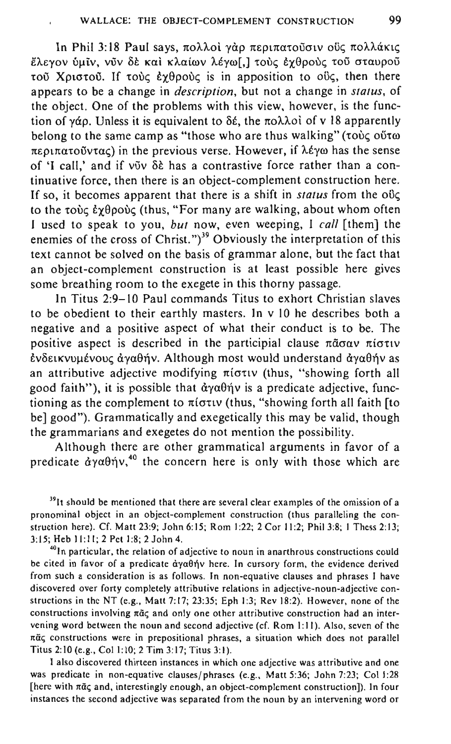In Phil 3:18 Paul says, πολλοὶ γὰρ περιπατοῦσιν οὓς πολλάκις ἔλεγον ὑμῖν, νῦν δὲ καὶ κλαίων λέγω[,] τοὺς ἐχθροὺς τοῦ σταυροῦ τοῦ Χριστοῦ. If τοὺς ἐχθροὺς is in apposition to οὓς, then there appears to be a change in *description*, but not a change in *status*, of the object. One of the problems with this view, however, is the function of γάρ. Unless it is equivalent to δέ, the πολλοὶ of v 18 apparently belong to the same camp as "those who are thus walking" (τοὺς οὕτω περιπατοῦντας) in the previous verse. However, if λέγω has the sense of 'I call,' and if νῦν δὲ has a contrastive force rather than a continuative force, then there is an object-complement construction here. If so, it becomes apparent that there is a shift in *status* from the οὓς to the τοὺς ἐχθροὺς (thus, "For many are walking, about whom often I used to speak to you, *but* now, even weeping, I *call* [them] the enemies of the cross of Christ.")[39] Obviously the interpretation of this text cannot be solved on the basis of grammar alone, but the fact that an object-complement construction is at least possible here gives some breathing room to the exegete in this thorny passage.

In Titus 2:9–10 Paul commands Titus to exhort Christian slaves to be obedient to their earthly masters. In v 10 he describes both a negative and a positive aspect of what their conduct is to be. The positive aspect is described in the participial clause πᾶσαν πίστιν ἐνδεικνυμένους ἀγαθήν. Although most would understand ἀγαθήν as an attributive adjective modifying πίστιν (thus, "showing forth all good faith"), it is possible that ἀγαθήν is a predicate adjective, functioning as the complement to πίστιν (thus, "showing forth all faith [to be] good"). Grammatically and exegetically this may be valid, though the grammarians and exegetes do not mention the possibility.

Although there are other grammatical arguments in favor of a predicate ἀγαθήν,[40] the concern here is only with those which are

[39]It should be mentioned that there are several clear examples of the omission of a pronominal object in an object-complement construction (thus paralleling the construction here). Cf. Matt 23:9; John 6:15; Rom 1:22; 2 Cor 11:2; Phil 3:8; 1 Thess 2:13; 3:15; Heb 11:11; 2 Pet 1:8; 2 John 4.

[40]In particular, the relation of adjective to noun in anarthrous constructions could be cited in favor of a predicate ἀγαθήν here. In cursory form, the evidence derived from such a consideration is as follows. In non-equative clauses and phrases I have discovered over forty completely attributive relations in adjective-noun-adjective constructions in the NT (e.g., Matt 7:17; 23:35; Eph 1:3; Rev 18:2). However, none of the constructions involving πᾶς and only one other attributive construction had an intervening word between the noun and second adjective (cf. Rom 1:11). Also, seven of the πᾶς constructions were in prepositional phrases, a situation which does not parallel Titus 2:10 (e.g., Col 1:10; 2 Tim 3:17; Titus 3:1).

I also discovered thirteen instances in which one adjective was attributive and one was predicate in non-equative clauses/phrases (e.g., Matt 5:36; John 7:23; Col 1:28 [here with πᾶς and, interestingly enough, an object-complement construction]). In four instances the second adjective was separated from the noun by an intervening word or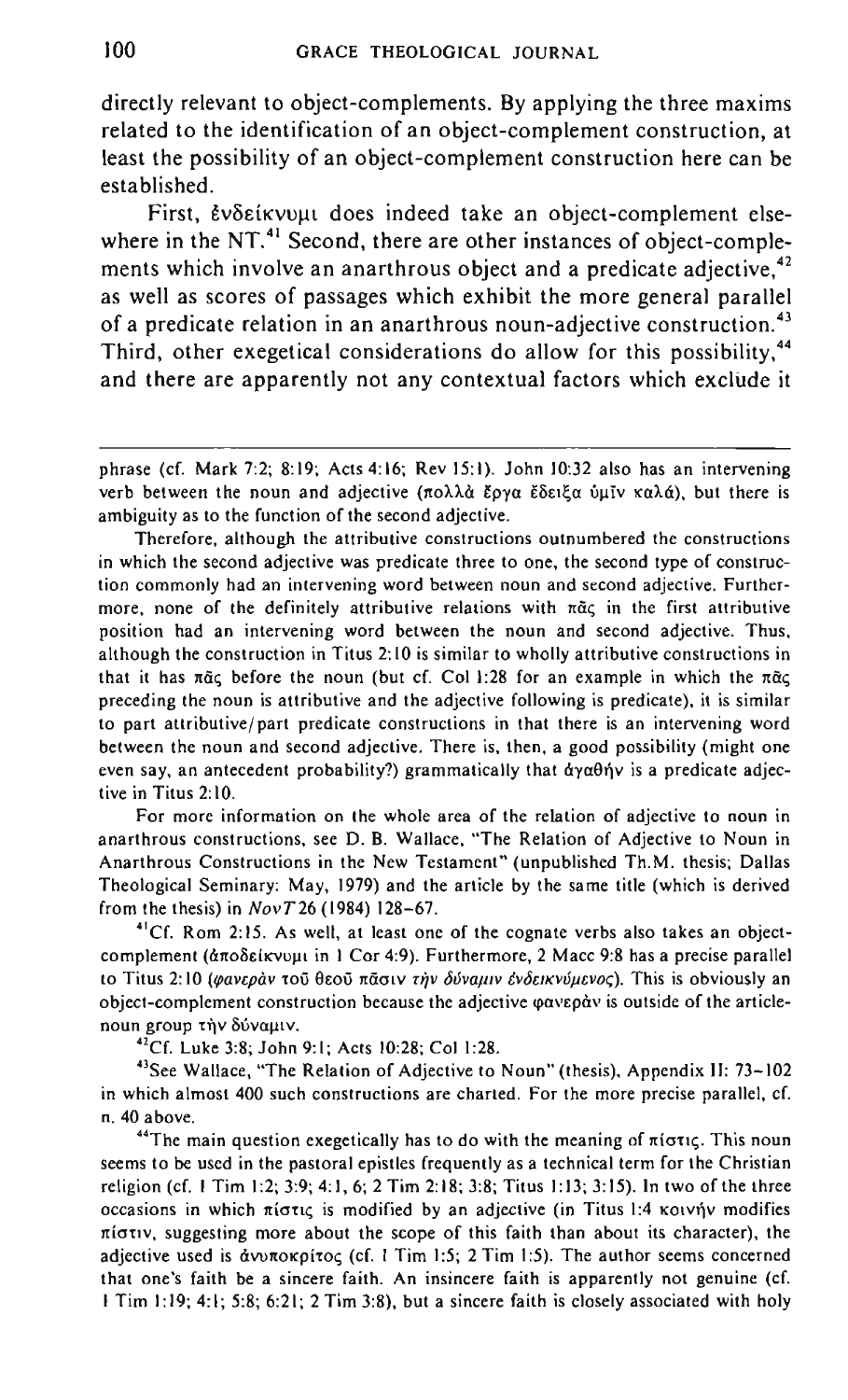directly relevant to object-complements. By applying the three maxims related to the identification of an object-complement construction, at least the possibility of an object-complement construction here can be established.

First, ἐνδείκνυμι does indeed take an object-complement elsewhere in the NT.[41] Second, there are other instances of object-complements which involve an anarthrous object and a predicate adjective,[42] as well as scores of passages which exhibit the more general parallel of a predicate relation in an anarthrous noun-adjective construction.[43] Third, other exegetical considerations do allow for this possibility,[44] and there are apparently not any contextual factors which exclude it

---

phrase (cf. Mark 7:2; 8:19; Acts 4:16; Rev 15:1). John 10:32 also has an intervening verb between the noun and adjective (πολλὰ ἔργα ἔδειξα ὑμῖν καλά), but there is ambiguity as to the function of the second adjective.

Therefore, although the attributive constructions outnumbered the constructions in which the second adjective was predicate three to one, the second type of construction commonly had an intervening word between noun and second adjective. Furthermore, none of the definitely attributive relations with πᾶς in the first attributive position had an intervening word between the noun and second adjective. Thus, although the construction in Titus 2:10 is similar to wholly attributive constructions in that it has πᾶς before the noun (but cf. Col 1:28 for an example in which the πᾶς preceding the noun is attributive and the adjective following is predicate), it is similar to part attributive/part predicate constructions in that there is an intervening word between the noun and second adjective. There is, then, a good possibility (might one even say, an antecedent probability?) grammatically that ἀγαθήν is a predicate adjective in Titus 2:10.

For more information on the whole area of the relation of adjective to noun in anarthrous constructions, see D. B. Wallace, "The Relation of Adjective to Noun in Anarthrous Constructions in the New Testament" (unpublished Th.M. thesis; Dallas Theological Seminary: May, 1979) and the article by the same title (which is derived from the thesis) in *NovT* 26 (1984) 128–67.

[41] Cf. Rom 2:15. As well, at least one of the cognate verbs also takes an object-complement (ἀποδείκνυμι in 1 Cor 4:9). Furthermore, 2 Macc 9:8 has a precise parallel to Titus 2:10 (*φανερὰν τοῦ θεοῦ πᾶσιν τὴν δύναμιν ἐνδεικνύμενος*). This is obviously an object-complement construction because the adjective φανερὰν is outside of the article-noun group τὴν δύναμιν.

[42] Cf. Luke 3:8; John 9:1; Acts 10:28; Col 1:28.

[43] See Wallace, "The Relation of Adjective to Noun" (thesis), Appendix II: 73–102 in which almost 400 such constructions are charted. For the more precise parallel, cf. n. 40 above.

[44] The main question exegetically has to do with the meaning of πίστις. This noun seems to be used in the pastoral epistles frequently as a technical term for the Christian religion (cf. 1 Tim 1:2; 3:9; 4:1, 6; 2 Tim 2:18; 3:8; Titus 1:13; 3:15). In two of the three occasions in which πίστις is modified by an adjective (in Titus 1:4 κοινὴν modifies πίστιν, suggesting more about the scope of this faith than about its character), the adjective used is ἀνυπόκριτος (cf. 1 Tim 1:5; 2 Tim 1:5). The author seems concerned that one's faith be a sincere faith. An insincere faith is apparently not genuine (cf. 1 Tim 1:19; 4:1; 5:8; 6:21; 2 Tim 3:8), but a sincere faith is closely associated with holy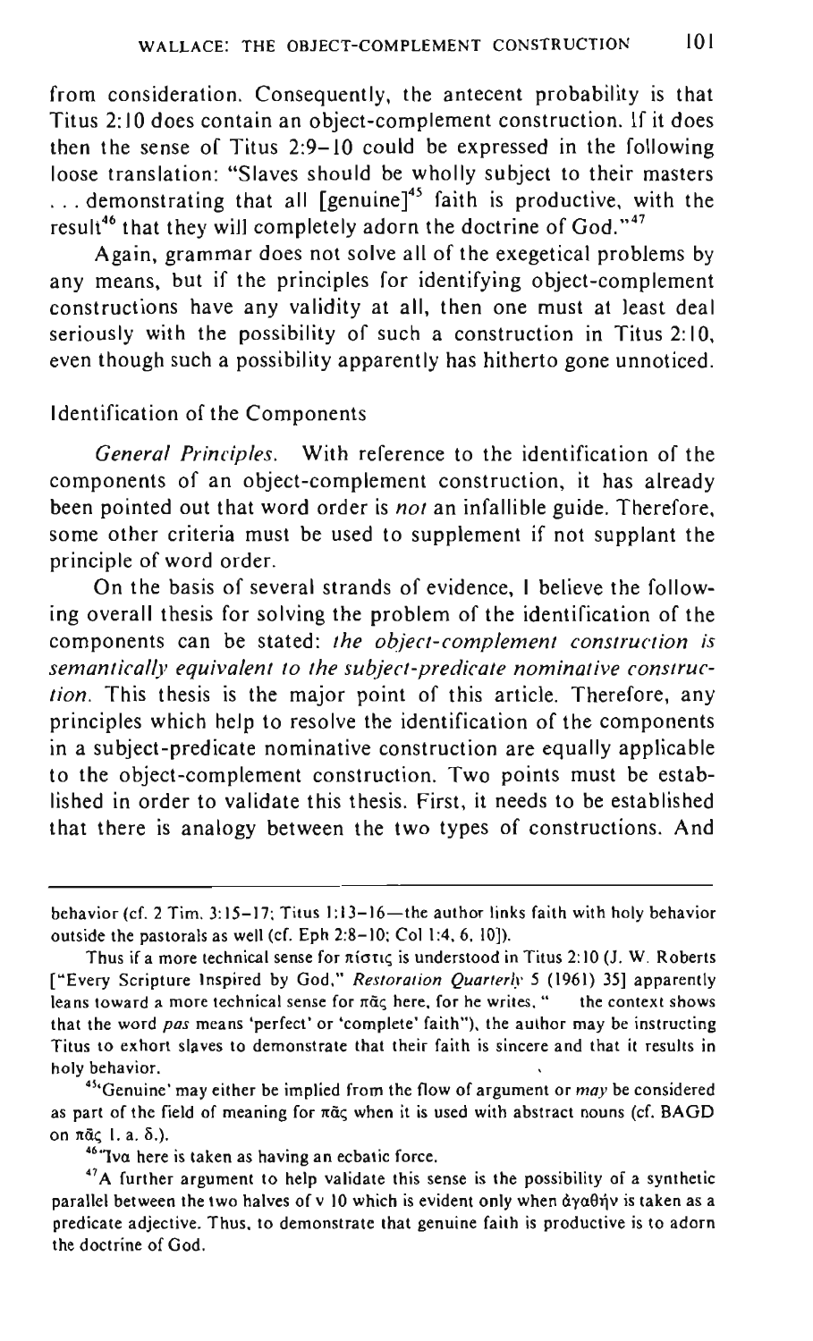from consideration. Consequently, the antecent probability is that Titus 2:10 does contain an object-complement construction. If it does then the sense of Titus 2:9–10 could be expressed in the following loose translation: "Slaves should be wholly subject to their masters . . . demonstrating that all [genuine][45] faith is productive, with the result[46] that they will completely adorn the doctrine of God."[47]

Again, grammar does not solve all of the exegetical problems by any means, but if the principles for identifying object-complement constructions have any validity at all, then one must at least deal seriously with the possibility of such a construction in Titus 2:10, even though such a possibility apparently has hitherto gone unnoticed.

## Identification of the Components

*General Principles.* With reference to the identification of the components of an object-complement construction, it has already been pointed out that word order is *not* an infallible guide. Therefore, some other criteria must be used to supplement if not supplant the principle of word order.

On the basis of several strands of evidence, I believe the following overall thesis for solving the problem of the identification of the components can be stated: *the object-complement construction is semantically equivalent to the subject-predicate nominative construction.* This thesis is the major point of this article. Therefore, any principles which help to resolve the identification of the components in a subject-predicate nominative construction are equally applicable to the object-complement construction. Two points must be established in order to validate this thesis. First, it needs to be established that there is analogy between the two types of constructions. And

---

behavior (cf. 2 Tim. 3:15–17; Titus 1:13–16—the author links faith with holy behavior outside the pastorals as well (cf. Eph 2:8–10; Col 1:4, 6, 10]).

Thus if a more technical sense for πίστις is understood in Titus 2:10 (J. W. Roberts ["Every Scripture Inspired by God," *Restoration Quarterly* 5 (1961) 35] apparently leans toward a more technical sense for πᾶς here, for he writes, " the context shows that the word *pas* means 'perfect' or 'complete' faith"), the author may be instructing Titus to exhort slaves to demonstrate that their faith is sincere and that it results in holy behavior.

[45]'Genuine' may either be implied from the flow of argument or *may* be considered as part of the field of meaning for πᾶς when it is used with abstract nouns (cf. BAGD on πᾶς 1. a. δ.).

[46]"Ινα here is taken as having an ecbatic force.

[47]A further argument to help validate this sense is the possibility of a synthetic parallel between the two halves of v 10 which is evident only when ἀγαθήν is taken as a predicate adjective. Thus, to demonstrate that genuine faith is productive is to adorn the doctrine of God.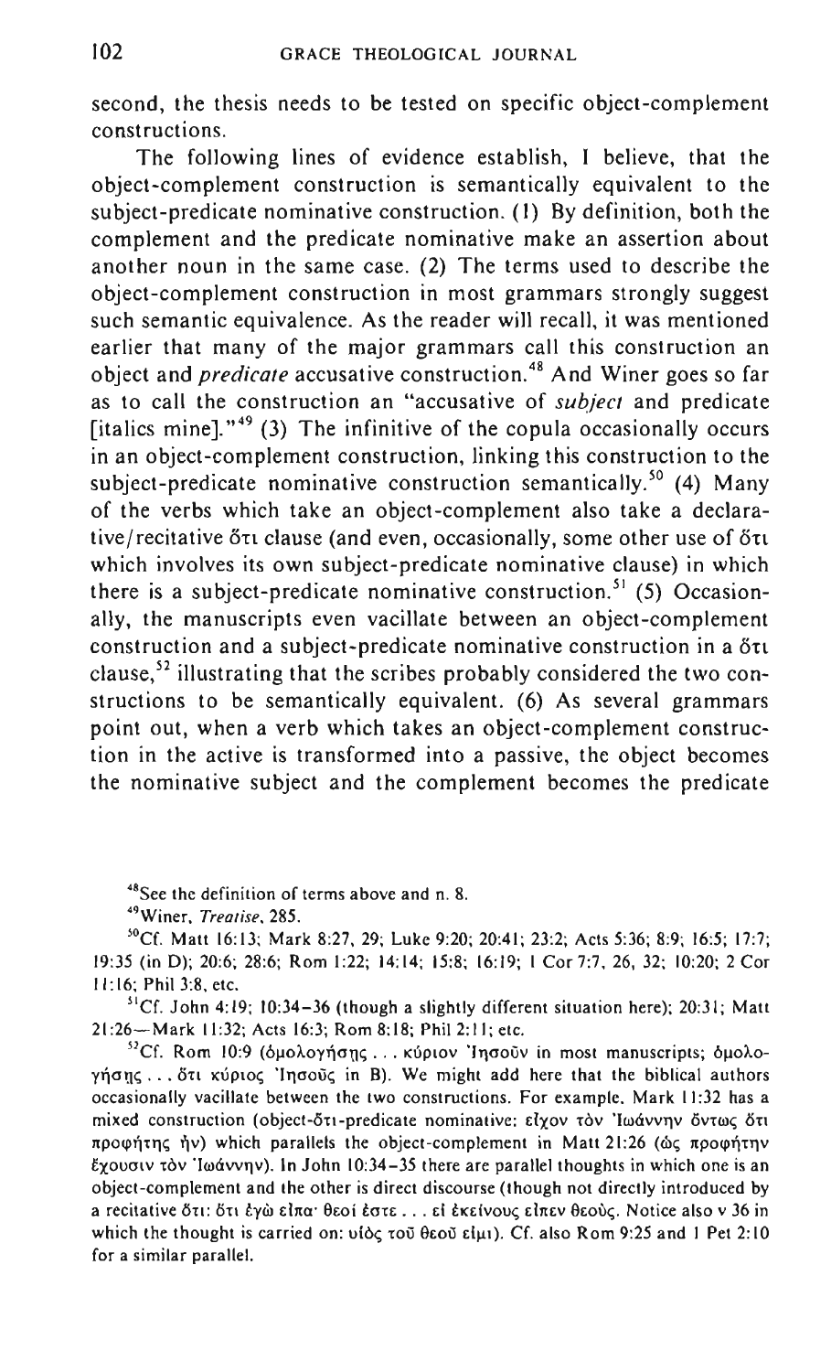second, the thesis needs to be tested on specific object-complement constructions.

The following lines of evidence establish, I believe, that the object-complement construction is semantically equivalent to the subject-predicate nominative construction. (1) By definition, both the complement and the predicate nominative make an assertion about another noun in the same case. (2) The terms used to describe the object-complement construction in most grammars strongly suggest such semantic equivalence. As the reader will recall, it was mentioned earlier that many of the major grammars call this construction an object and *predicate* accusative construction.[48] And Winer goes so far as to call the construction an "accusative of *subject* and predicate [italics mine]."[49] (3) The infinitive of the copula occasionally occurs in an object-complement construction, linking this construction to the subject-predicate nominative construction semantically.[50] (4) Many of the verbs which take an object-complement also take a declarative/recitative ὅτι clause (and even, occasionally, some other use of ὅτι which involves its own subject-predicate nominative clause) in which there is a subject-predicate nominative construction.[51] (5) Occasionally, the manuscripts even vacillate between an object-complement construction and a subject-predicate nominative construction in a ὅτι clause,[52] illustrating that the scribes probably considered the two constructions to be semantically equivalent. (6) As several grammars point out, when a verb which takes an object-complement construction in the active is transformed into a passive, the object becomes the nominative subject and the complement becomes the predicate

[48] See the definition of terms above and n. 8.

[49] Winer, *Treatise*, 285.

[50] Cf. Matt 16:13; Mark 8:27, 29; Luke 9:20; 20:41; 23:2; Acts 5:36; 8:9; 16:5; 17:7; 19:35 (in D); 20:6; 28:6; Rom 1:22; 14:14; 15:8; 16:19; 1 Cor 7:7, 26, 32; 10:20; 2 Cor 11:16; Phil 3:8, etc.

[51] Cf. John 4:19; 10:34–36 (though a slightly different situation here); 20:31; Matt 21:26—Mark 11:32; Acts 16:3; Rom 8:18; Phil 2:11; etc.

[52] Cf. Rom 10:9 (ὁμολογήσῃς . . . κύριον Ἰησοῦν in most manuscripts; ὁμολογήσῃς . . . ὅτι κύριος Ἰησοῦς in B). We might add here that the biblical authors occasionally vacillate between the two constructions. For example, Mark 11:32 has a mixed construction (object-ὅτι-predicate nominative: εἶχον τὸν Ἰωάννην ὄντως ὅτι προφήτης ἦν) which parallels the object-complement in Matt 21:26 (ὡς προφήτην ἔχουσιν τὸν Ἰωάννην). In John 10:34–35 there are parallel thoughts in which one is an object-complement and the other is direct discourse (though not directly introduced by a recitative ὅτι: ὅτι ἐγὼ εἶπα· θεοί ἐστε . . . εἰ ἐκείνους εἶπεν θεοὺς. Notice also v 36 in which the thought is carried on: υἱὸς τοῦ θεοῦ εἰμι). Cf. also Rom 9:25 and 1 Pet 2:10 for a similar parallel.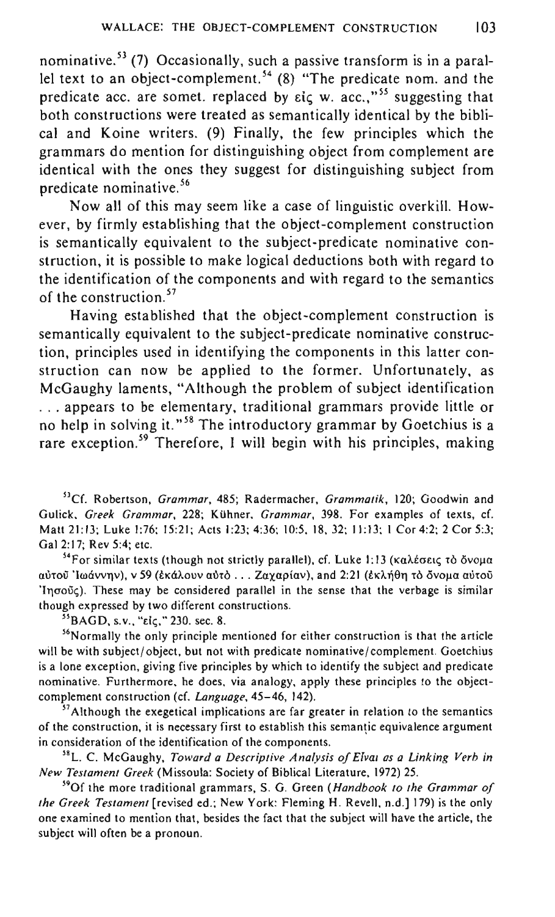nominative.[53] (7) Occasionally, such a passive transform is in a parallel text to an object-complement.[54] (8) "The predicate nom. and the predicate acc. are somet. replaced by εἰς w. acc.,"[55] suggesting that both constructions were treated as semantically identical by the biblical and Koine writers. (9) Finally, the few principles which the grammars do mention for distinguishing object from complement are identical with the ones they suggest for distinguishing subject from predicate nominative.[56]

Now all of this may seem like a case of linguistic overkill. However, by firmly establishing that the object-complement construction is semantically equivalent to the subject-predicate nominative construction, it is possible to make logical deductions both with regard to the identification of the components and with regard to the semantics of the construction.[57]

Having established that the object-complement construction is semantically equivalent to the subject-predicate nominative construction, principles used in identifying the components in this latter construction can now be applied to the former. Unfortunately, as McGaughy laments, "Although the problem of subject identification . . . appears to be elementary, traditional grammars provide little or no help in solving it."[58] The introductory grammar by Goetchius is a rare exception.[59] Therefore, I will begin with his principles, making

---

[53]Cf. Robertson, *Grammar*, 485; Radermacher, *Grammatik*, 120; Goodwin and Gulick, *Greek Grammar*, 228; Kühner, *Grammar*, 398. For examples of texts, cf. Matt 21:13; Luke 1:76; 15:21; Acts 1:23; 4:36; 10:5, 18, 32; 11:13; 1 Cor 4:2; 2 Cor 5:3; Gal 2:17; Rev 5:4; etc.

[54]For similar texts (though not strictly parallel), cf. Luke 1:13 (καλέσεις τὸ ὄνομα αὐτοῦ Ἰωάννην), v 59 (ἐκάλουν αὐτὸ . . . Ζαχαρίαν), and 2:21 (ἐκλήθη τὸ ὄνομα αὐτοῦ Ἰησοῦς). These may be considered parallel in the sense that the verbage is similar though expressed by two different constructions.

[55]BAGD, s.v., "εἰς," 230. sec. 8.

[56]Normally the only principle mentioned for either construction is that the article will be with subject/object, but not with predicate nominative/complement. Goetchius is a lone exception, giving five principles by which to identify the subject and predicate nominative. Furthermore, he does, via analogy, apply these principles to the object-complement construction (cf. *Language*, 45–46, 142).

[57]Although the exegetical implications are far greater in relation to the semantics of the construction, it is necessary first to establish this semantic equivalence argument in consideration of the identification of the components.

[58]L. C. McGaughy, *Toward a Descriptive Analysis of Εἶναι as a Linking Verb in New Testament Greek* (Missoula: Society of Biblical Literature, 1972) 25.

[59]Of the more traditional grammars, S. G. Green (*Handbook to the Grammar of the Greek Testament* [revised ed.; New York: Fleming H. Revell, n.d.] 179) is the only one examined to mention that, besides the fact that the subject will have the article, the subject will often be a pronoun.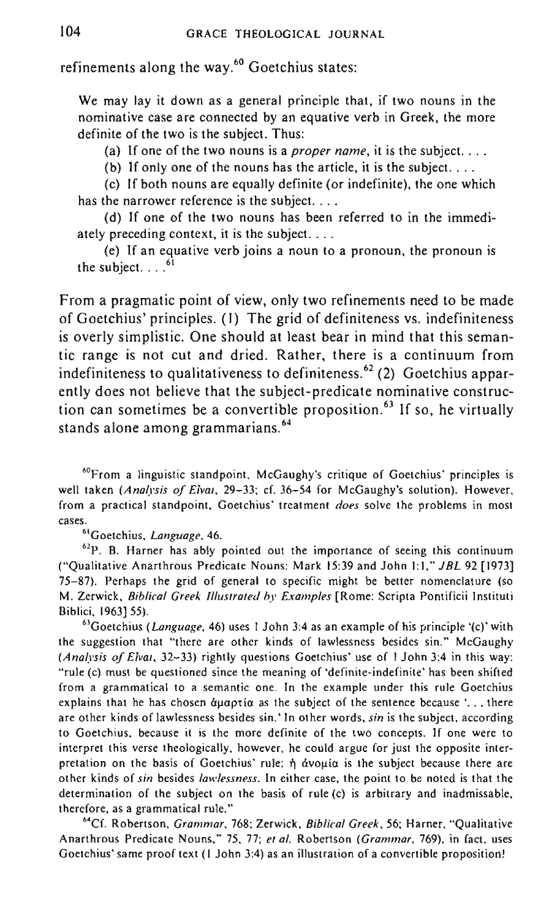refinements along the way.[60] Goetchius states:

> We may lay it down as a general principle that, if two nouns in the nominative case are connected by an equative verb in Greek, the more definite of the two is the subject. Thus:
>
> (a) If one of the two nouns is a *proper name*, it is the subject. . . .
>
> (b) If only one of the nouns has the article, it is the subject. . . .
>
> (c) If both nouns are equally definite (or indefinite), the one which has the narrower reference is the subject. . . .
>
> (d) If one of the two nouns has been referred to in the immediately preceding context, it is the subject. . . .
>
> (e) If an equative verb joins a noun to a pronoun, the pronoun is the subject. . . .[61]

From a pragmatic point of view, only two refinements need to be made of Goetchius' principles. (1) The grid of definiteness vs. indefiniteness is overly simplistic. One should at least bear in mind that this semantic range is not cut and dried. Rather, there is a continuum from indefiniteness to qualitativeness to definiteness.[62] (2) Goetchius apparently does not believe that the subject-predicate nominative construction can sometimes be a convertible proposition.[63] If so, he virtually stands alone among grammarians.[64]

[60]From a linguistic standpoint, McGaughy's critique of Goetchius' principles is well taken (*Analysis of Εἶναι*, 29–33; cf. 36–54 for McGaughy's solution). However, from a practical standpoint, Goetchius' treatment *does* solve the problems in most cases.

[61]Goetchius, *Language*, 46.

[62]P. B. Harner has ably pointed out the importance of seeing this continuum ("Qualitative Anarthrous Predicate Nouns: Mark 15:39 and John 1:1," *JBL* 92 [1973] 75–87). Perhaps the grid of general to specific might be better nomenclature (so M. Zerwick, *Biblical Greek Illustrated by Examples* [Rome: Scripta Pontificii Instituti Biblici, 1963] 55).

[63]Goetchius (*Language*, 46) uses 1 John 3:4 as an example of his principle '(c)' with the suggestion that "there are other kinds of lawlessness besides sin." McGaughy (*Analysis of Εἶναι*, 32–33) rightly questions Goetchius' use of 1 John 3:4 in this way: "rule (c) must be questioned since the meaning of 'definite-indefinite' has been shifted from a grammatical to a semantic one. In the example under this rule Goetchius explains that he has chosen ἁμαρτία as the subject of the sentence because '. . . there are other kinds of lawlessness besides sin.' In other words, *sin* is the subject, according to Goetchius, because it is the more definite of the two concepts. If one were to interpret this verse theologically, however, he could argue for just the opposite interpretation on the basis of Goetchius' rule: ἡ ἀνομία is the subject because there are other kinds of *sin* besides *lawlessness*. In either case, the point to be noted is that the determination of the subject on the basis of rule (c) is arbitrary and inadmissable, therefore, as a grammatical rule."

[64]Cf. Robertson, *Grammar*, 768; Zerwick, *Biblical Greek*, 56; Harner, "Qualitative Anarthrous Predicate Nouns," 75, 77; *et al.* Robertson (*Grammar*, 769), in fact, uses Goetchius' same proof text (1 John 3:4) as an illustration of a convertible proposition!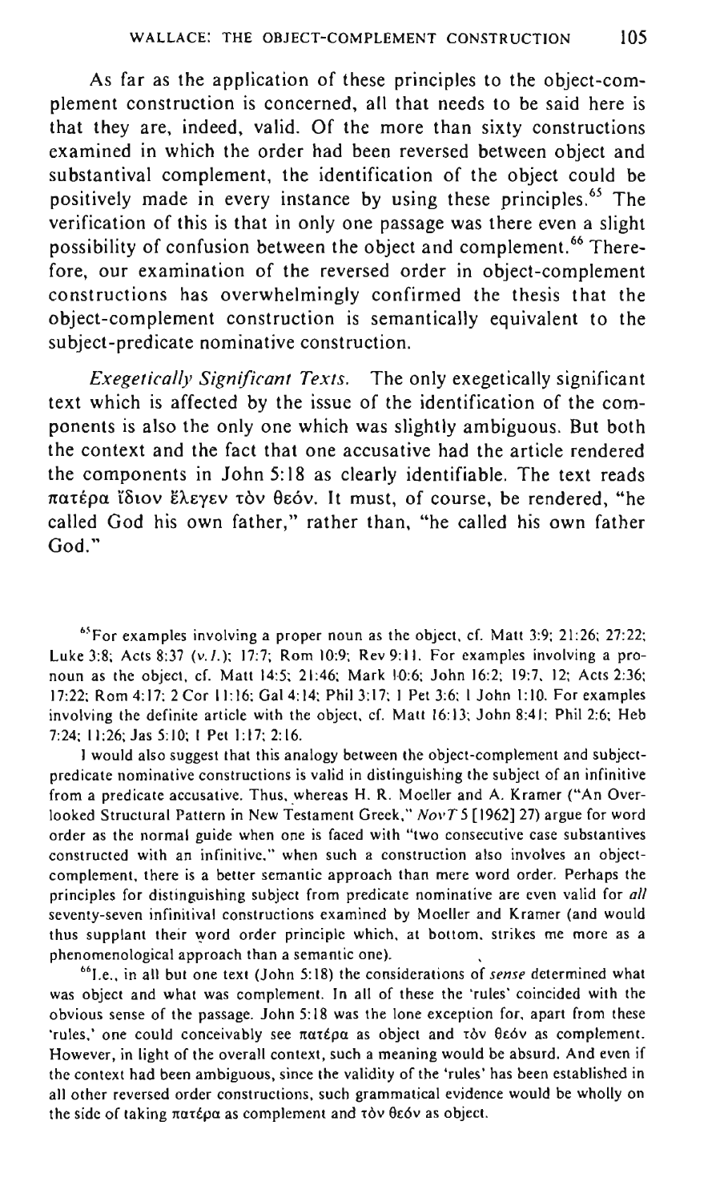As far as the application of these principles to the object-complement construction is concerned, all that needs to be said here is that they are, indeed, valid. Of the more than sixty constructions examined in which the order had been reversed between object and substantival complement, the identification of the object could be positively made in every instance by using these principles.[65] The verification of this is that in only one passage was there even a slight possibility of confusion between the object and complement.[66] Therefore, our examination of the reversed order in object-complement constructions has overwhelmingly confirmed the thesis that the object-complement construction is semantically equivalent to the subject-predicate nominative construction.

*Exegetically Significant Texts.* The only exegetically significant text which is affected by the issue of the identification of the components is also the only one which was slightly ambiguous. But both the context and the fact that one accusative had the article rendered the components in John 5:18 as clearly identifiable. The text reads πατέρα ἴδιον ἔλεγεν τὸν θεόν. It must, of course, be rendered, "he called God his own father," rather than, "he called his own father God."

[65]For examples involving a proper noun as the object, cf. Matt 3:9; 21:26; 27:22; Luke 3:8; Acts 8:37 (*v.l.*); 17:7; Rom 10:9; Rev 9:11. For examples involving a pronoun as the object, cf. Matt 14:5; 21:46; Mark 10:6; John 16:2; 19:7, 12; Acts 2:36; 17:22; Rom 4:17; 2 Cor 11:16; Gal 4:14; Phil 3:17; 1 Pet 3:6; 1 John 1:10. For examples involving the definite article with the object, cf. Matt 16:13; John 8:41; Phil 2:6; Heb 7:24; 11:26; Jas 5:10; 1 Pet 1:17; 2:16.

I would also suggest that this analogy between the object-complement and subject-predicate nominative constructions is valid in distinguishing the subject of an infinitive from a predicate accusative. Thus, whereas H. R. Moeller and A. Kramer ("An Overlooked Structural Pattern in New Testament Greek," *NovT* 5 [1962] 27) argue for word order as the normal guide when one is faced with "two consecutive case substantives constructed with an infinitive," when such a construction also involves an object-complement, there is a better semantic approach than mere word order. Perhaps the principles for distinguishing subject from predicate nominative are even valid for *all* seventy-seven infinitival constructions examined by Moeller and Kramer (and would thus supplant their word order principle which, at bottom, strikes me more as a phenomenological approach than a semantic one).

[66]I.e., in all but one text (John 5:18) the considerations of *sense* determined what was object and what was complement. In all of these the 'rules' coincided with the obvious sense of the passage. John 5:18 was the lone exception for, apart from these 'rules,' one could conceivably see πατέρα as object and τὸν θεόν as complement. However, in light of the overall context, such a meaning would be absurd. And even if the context had been ambiguous, since the validity of the 'rules' has been established in all other reversed order constructions, such grammatical evidence would be wholly on the side of taking πατέρα as complement and τὸν θεόν as object.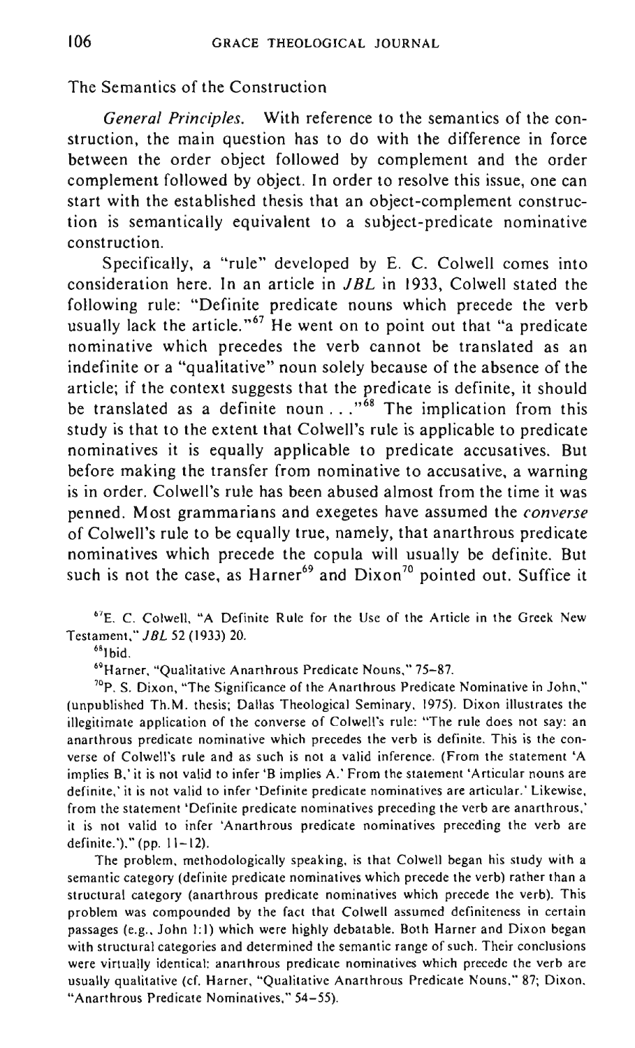The Semantics of the Construction

*General Principles.* With reference to the semantics of the construction, the main question has to do with the difference in force between the order object followed by complement and the order complement followed by object. In order to resolve this issue, one can start with the established thesis that an object-complement construction is semantically equivalent to a subject-predicate nominative construction.

Specifically, a "rule" developed by E. C. Colwell comes into consideration here. In an article in *JBL* in 1933, Colwell stated the following rule: "Definite predicate nouns which precede the verb usually lack the article."[67] He went on to point out that "a predicate nominative which precedes the verb cannot be translated as an indefinite or a "qualitative" noun solely because of the absence of the article; if the context suggests that the predicate is definite, it should be translated as a definite noun . . ."[68] The implication from this study is that to the extent that Colwell's rule is applicable to predicate nominatives it is equally applicable to predicate accusatives. But before making the transfer from nominative to accusative, a warning is in order. Colwell's rule has been abused almost from the time it was penned. Most grammarians and exegetes have assumed the *converse* of Colwell's rule to be equally true, namely, that anarthrous predicate nominatives which precede the copula will usually be definite. But such is not the case, as Harner[69] and Dixon[70] pointed out. Suffice it

[67] E. C. Colwell, "A Definite Rule for the Use of the Article in the Greek New Testament," *JBL* 52 (1933) 20.

[68] Ibid.

[69] Harner, "Qualitative Anarthrous Predicate Nouns," 75–87.

[70] P. S. Dixon, "The Significance of the Anarthrous Predicate Nominative in John," (unpublished Th.M. thesis; Dallas Theological Seminary, 1975). Dixon illustrates the illegitimate application of the converse of Colwell's rule: "The rule does not say: an anarthrous predicate nominative which precedes the verb is definite. This is the converse of Colwell's rule and as such is not a valid inference. (From the statement 'A implies B,' it is not valid to infer 'B implies A.' From the statement 'Articular nouns are definite,' it is not valid to infer 'Definite predicate nominatives are articular.' Likewise, from the statement 'Definite predicate nominatives preceding the verb are anarthrous,' it is not valid to infer 'Anarthrous predicate nominatives preceding the verb are definite.')." (pp. 11–12).

The problem, methodologically speaking, is that Colwell began his study with a semantic category (definite predicate nominatives which precede the verb) rather than a structural category (anarthrous predicate nominatives which precede the verb). This problem was compounded by the fact that Colwell assumed definiteness in certain passages (e.g., John 1:1) which were highly debatable. Both Harner and Dixon began with structural categories and determined the semantic range of such. Their conclusions were virtually identical: anarthrous predicate nominatives which precede the verb are usually qualitative (cf. Harner, "Qualitative Anarthrous Predicate Nouns," 87; Dixon, "Anarthrous Predicate Nominatives," 54–55).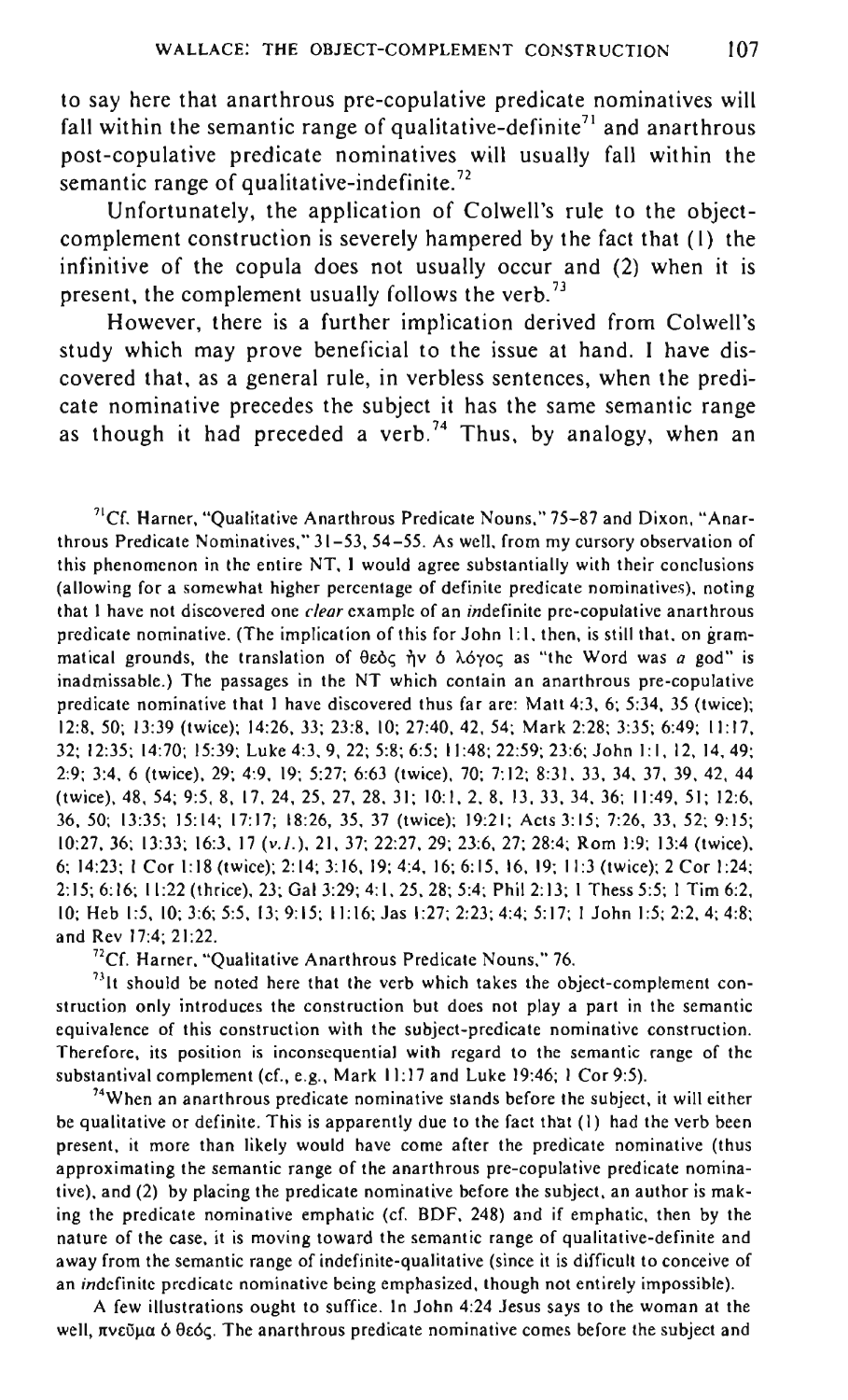to say here that anarthrous pre-copulative predicate nominatives will fall within the semantic range of qualitative-definite[71] and anarthrous post-copulative predicate nominatives will usually fall within the semantic range of qualitative-indefinite.[72]

Unfortunately, the application of Colwell's rule to the object-complement construction is severely hampered by the fact that (1) the infinitive of the copula does not usually occur and (2) when it is present, the complement usually follows the verb.[73]

However, there is a further implication derived from Colwell's study which may prove beneficial to the issue at hand. I have discovered that, as a general rule, in verbless sentences, when the predicate nominative precedes the subject it has the same semantic range as though it had preceded a verb.[74] Thus, by analogy, when an

---

[71] Cf. Harner, "Qualitative Anarthrous Predicate Nouns," 75–87 and Dixon, "Anarthrous Predicate Nominatives," 31–53, 54–55. As well, from my cursory observation of this phenomenon in the entire NT, I would agree substantially with their conclusions (allowing for a somewhat higher percentage of definite predicate nominatives), noting that I have not discovered one *clear* example of an *in*definite pre-copulative anarthrous predicate nominative. (The implication of this for John 1:1, then, is still that, on grammatical grounds, the translation of θεὸς ἦν ὁ λόγος as "the Word was *a* god" is inadmissable.) The passages in the NT which contain an anarthrous pre-copulative predicate nominative that I have discovered thus far are: Matt 4:3, 6; 5:34, 35 (twice); 12:8, 50; 13:39 (twice); 14:26, 33; 23:8, 10; 27:40, 42, 54; Mark 2:28; 3:35; 6:49; 11:17, 32; 12:35; 14:70; 15:39; Luke 4:3, 9, 22; 5:8; 6:5; 11:48; 22:59; 23:6; John 1:1, 12, 14, 49; 2:9; 3:4, 6 (twice), 29; 4:9, 19; 5:27; 6:63 (twice), 70; 7:12; 8:31, 33, 34, 37, 39, 42, 44 (twice), 48, 54; 9:5, 8, 17, 24, 25, 27, 28, 31; 10:1, 2, 8, 13, 33, 34, 36; 11:49, 51; 12:6, 36, 50; 13:35; 15:14; 17:17; 18:26, 35, 37 (twice); 19:21; Acts 3:15; 7:26, 33, 52; 9:15; 10:27, 36; 13:33; 16:3, 17 (*v.l.*), 21, 37; 22:27, 29; 23:6, 27; 28:4; Rom 1:9; 13:4 (twice), 6; 14:23; 1 Cor 1:18 (twice); 2:14; 3:16, 19; 4:4, 16; 6:15, 16, 19; 11:3 (twice); 2 Cor 1:24; 2:15; 6:16; 11:22 (thrice), 23; Gal 3:29; 4:1, 25, 28; 5:4; Phil 2:13; 1 Thess 5:5; 1 Tim 6:2, 10; Heb 1:5, 10; 3:6; 5:5, 13; 9:15; 11:16; Jas 1:27; 2:23; 4:4; 5:17; 1 John 1:5; 2:2, 4; 4:8; and Rev 17:4; 21:22.

[72] Cf. Harner, "Qualitative Anarthrous Predicate Nouns," 76.

[73] It should be noted here that the verb which takes the object-complement construction only introduces the construction but does not play a part in the semantic equivalence of this construction with the subject-predicate nominative construction. Therefore, its position is inconsequential with regard to the semantic range of the substantival complement (cf., e.g., Mark 11:17 and Luke 19:46; 1 Cor 9:5).

[74] When an anarthrous predicate nominative stands before the subject, it will either be qualitative or definite. This is apparently due to the fact that (1) had the verb been present, it more than likely would have come after the predicate nominative (thus approximating the semantic range of the anarthrous pre-copulative predicate nominative), and (2) by placing the predicate nominative before the subject, an author is making the predicate nominative emphatic (cf. BDF, 248) and if emphatic, then by the nature of the case, it is moving toward the semantic range of qualitative-definite and away from the semantic range of indefinite-qualitative (since it is difficult to conceive of an *in*definite predicate nominative being emphasized, though not entirely impossible).

A few illustrations ought to suffice. In John 4:24 Jesus says to the woman at the well, πνεῦμα ὁ θεός. The anarthrous predicate nominative comes before the subject and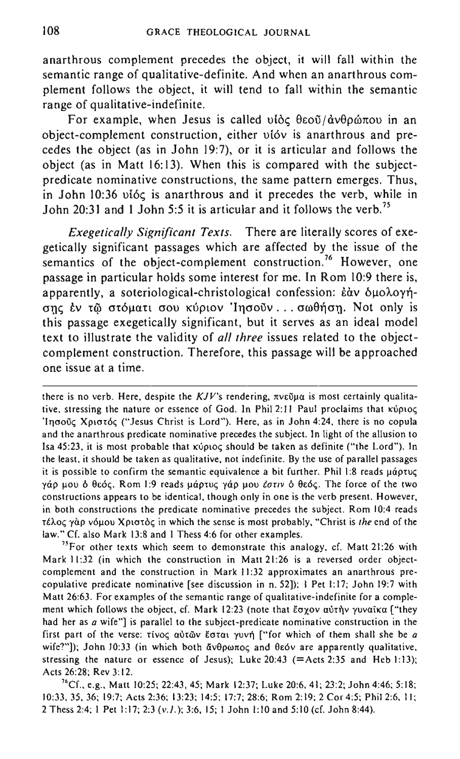anarthrous complement precedes the object, it will fall within the semantic range of qualitative-definite. And when an anarthrous complement follows the object, it will tend to fall within the semantic range of qualitative-indefinite.

For example, when Jesus is called υἱὸς θεοῦ/ἀνθρώπου in an object-complement construction, either υἱόν is anarthrous and precedes the object (as in John 19:7), or it is articular and follows the object (as in Matt 16:13). When this is compared with the subject-predicate nominative constructions, the same pattern emerges. Thus, in John 10:36 υἱός is anarthrous and it precedes the verb, while in John 20:31 and 1 John 5:5 it is articular and it follows the verb.[75]

*Exegetically Significant Texts.* There are literally scores of exegetically significant passages which are affected by the issue of the semantics of the object-complement construction.[76] However, one passage in particular holds some interest for me. In Rom 10:9 there is, apparently, a soteriological-christological confession: ἐὰν ὁμολογήσῃς ἐν τῷ στόματί σου κύριον Ἰησοῦν . . . σωθήσῃ. Not only is this passage exegetically significant, but it serves as an ideal model text to illustrate the validity of *all three* issues related to the object-complement construction. Therefore, this passage will be approached one issue at a time.

---

there is no verb. Here, despite the *KJV*'s rendering, πνεῦμα is most certainly qualitative, stressing the nature or essence of God. In Phil 2:11 Paul proclaims that κύριος Ἰησοῦς Χριστός ("Jesus Christ is Lord"). Here, as in John 4:24, there is no copula and the anarthrous predicate nominative precedes the subject. In light of the allusion to Isa 45:23, it is most probable that κύριος should be taken as definite ("the Lord"). In the least, it should be taken as qualitative, not indefinite. By the use of parallel passages it is possible to confirm the semantic equivalence a bit further. Phil 1:8 reads μάρτυς γάρ μου ὁ θεός. Rom 1:9 reads μάρτυς γάρ μου *ἐστιν* ὁ θεός. The force of the two constructions appears to be identical, though only in one is the verb present. However, in both constructions the predicate nominative precedes the subject. Rom 10:4 reads τέλος γὰρ νόμου Χριστὸς in which the sense is most probably, "Christ is *the* end of the law." Cf. also Mark 13:8 and 1 Thess 4:6 for other examples.

[75]For other texts which seem to demonstrate this analogy, cf. Matt 21:26 with Mark 11:32 (in which the construction in Matt 21:26 is a reversed order object-complement and the construction in Mark 11:32 approximates an anarthrous pre-copulative predicate nominative [see discussion in n. 52]); 1 Pet 1:17; John 19:7 with Matt 26:63. For examples of the semantic range of qualitative-indefinite for a complement which follows the object, cf. Mark 12:23 (note that ἔσχον αὐτὴν γυναῖκα ["they had her as *a* wife"] is parallel to the subject-predicate nominative construction in the first part of the verse: τίνος αὐτῶν ἔσται γυνή ["for which of them shall she be *a* wife?"]); John 10:33 (in which both ἄνθρωπος and θεόν are apparently qualitative, stressing the nature or essence of Jesus); Luke 20:43 (=Acts 2:35 and Heb 1:13); Acts 26:28; Rev 3:12.

[76]Cf., e.g., Matt 10:25; 22:43, 45; Mark 12:37; Luke 20:6, 41; 23:2; John 4:46; 5:18; 10:33, 35, 36; 19:7; Acts 2:36; 13:23; 14:5; 17:7; 28:6; Rom 2:19; 2 Cor 4:5; Phil 2:6, 11; 2 Thess 2:4; 1 Pet 1:17; 2:3 (*v.l.*); 3:6, 15; 1 John 1:10 and 5:10 (cf. John 8:44).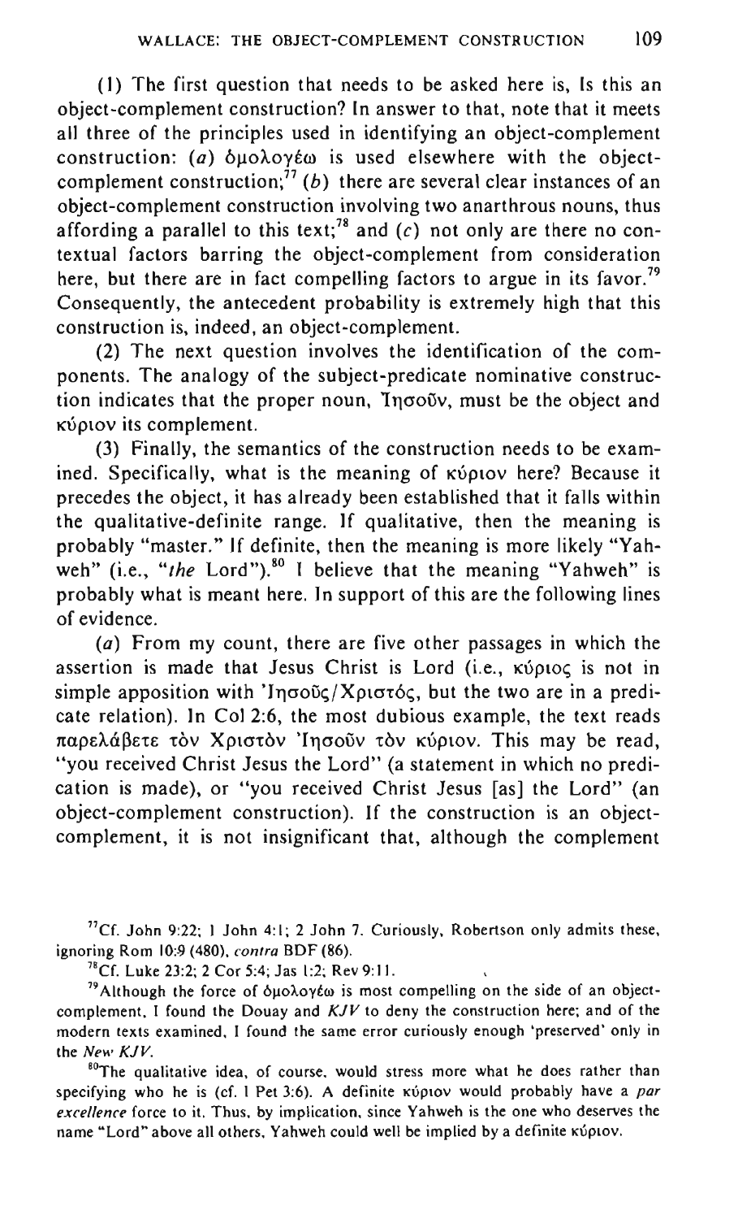(1) The first question that needs to be asked here is, Is this an object-complement construction? In answer to that, note that it meets all three of the principles used in identifying an object-complement construction: (*a*) ὁμολογέω is used elsewhere with the object-complement construction;[77] (*b*) there are several clear instances of an object-complement construction involving two anarthrous nouns, thus affording a parallel to this text;[78] and (*c*) not only are there no contextual factors barring the object-complement from consideration here, but there are in fact compelling factors to argue in its favor.[79] Consequently, the antecedent probability is extremely high that this construction is, indeed, an object-complement.

(2) The next question involves the identification of the components. The analogy of the subject-predicate nominative construction indicates that the proper noun, Ἰησοῦν, must be the object and κύριον its complement.

(3) Finally, the semantics of the construction needs to be examined. Specifically, what is the meaning of κύριον here? Because it precedes the object, it has already been established that it falls within the qualitative-definite range. If qualitative, then the meaning is probably "master." If definite, then the meaning is more likely "Yahweh" (i.e., "*the* Lord").[80] I believe that the meaning "Yahweh" is probably what is meant here. In support of this are the following lines of evidence.

(*a*) From my count, there are five other passages in which the assertion is made that Jesus Christ is Lord (i.e., κύριος is not in simple apposition with Ἰησοῦς/Χριστός, but the two are in a predicate relation). In Col 2:6, the most dubious example, the text reads παρελάβετε τὸν Χριστὸν Ἰησοῦν τὸν κύριον. This may be read, "you received Christ Jesus the Lord" (a statement in which no predication is made), or "you received Christ Jesus [as] the Lord" (an object-complement construction). If the construction is an object-complement, it is not insignificant that, although the complement

---

[77] Cf. John 9:22; 1 John 4:1; 2 John 7. Curiously, Robertson only admits these, ignoring Rom 10:9 (480), *contra* BDF (86).

[78] Cf. Luke 23:2; 2 Cor 5:4; Jas 1:2; Rev 9:11.

[79] Although the force of ὁμολογέω is most compelling on the side of an object-complement, I found the Douay and *KJV* to deny the construction here; and of the modern texts examined, I found the same error curiously enough 'preserved' only in the *New KJV*.

[80] The qualitative idea, of course, would stress more what he does rather than specifying who he is (cf. 1 Pet 3:6). A definite κύριον would probably have a *par excellence* force to it. Thus, by implication, since Yahweh is the one who deserves the name "Lord" above all others, Yahweh could well be implied by a definite κύριον.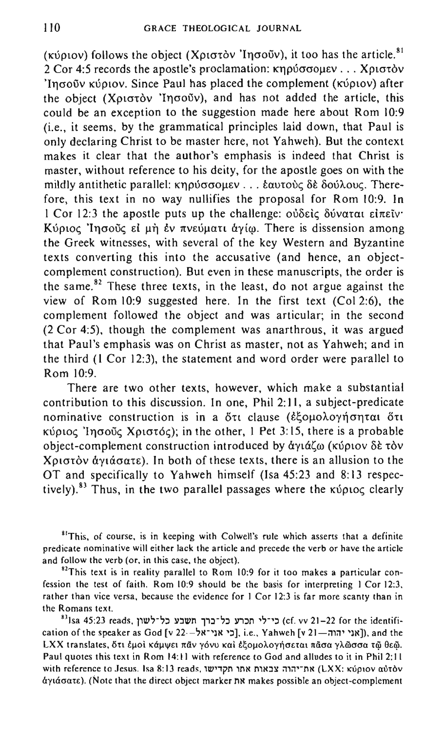(κύριον) follows the object (Χριστὸν Ἰησοῦν), it too has the article.[81] 2 Cor 4:5 records the apostle's proclamation: κηρύσσομεν . . . Χριστὸν Ἰησοῦν κύριον. Since Paul has placed the complement (κύριον) after the object (Χριστὸν Ἰησοῦν), and has not added the article, this could be an exception to the suggestion made here about Rom 10:9 (i.e., it seems, by the grammatical principles laid down, that Paul is only declaring Christ to be master here, not Yahweh). But the context makes it clear that the author's emphasis is indeed that Christ is master, without reference to his deity, for the apostle goes on with the mildly antithetic parallel: κηρύσσομεν . . . ἑαυτοὺς δὲ δούλους. Therefore, this text in no way nullifies the proposal for Rom 10:9. In 1 Cor 12:3 the apostle puts up the challenge: οὐδεὶς δύναται εἰπεῖν· Κύριος Ἰησοῦς εἰ μὴ ἐν πνεύματι ἁγίῳ. There is dissension among the Greek witnesses, with several of the key Western and Byzantine texts converting this into the accusative (and hence, an object-complement construction). But even in these manuscripts, the order is the same.[82] These three texts, in the least, do not argue against the view of Rom 10:9 suggested here. In the first text (Col 2:6), the complement followed the object and was articular; in the second (2 Cor 4:5), though the complement was anarthrous, it was argued that Paul's emphasis was on Christ as master, not as Yahweh; and in the third (1 Cor 12:3), the statement and word order were parallel to Rom 10:9.

There are two other texts, however, which make a substantial contribution to this discussion. In one, Phil 2:11, a subject-predicate nominative construction is in a ὅτι clause (ἐξομολογήσηται ὅτι κύριος Ἰησοῦς Χριστός); in the other, 1 Pet 3:15, there is a probable object-complement construction introduced by ἁγιάζω (κύριον δὲ τὸν Χριστὸν ἁγιάσατε). In both of these texts, there is an allusion to the OT and specifically to Yahweh himself (Isa 45:23 and 8:13 respectively).[83] Thus, in the two parallel passages where the κύριος clearly

[81]This, of course, is in keeping with Colwell's rule which asserts that a definite predicate nominative will either lack the article and precede the verb or have the article and follow the verb (or, in this case, the object).

[82]This text is in reality parallel to Rom 10:9 for it too makes a particular confession the test of faith. Rom 10:9 should be the basis for interpreting 1 Cor 12:3, rather than vice versa, because the evidence for 1 Cor 12:3 is far more scanty than in the Romans text.

[83]Isa 45:23 reads, כי־לי תכרע כל־ברך תשבע כל־לשון (cf. vv 21–22 for the identification of the speaker as God [v 22—כי אני־אל], i.e., Yahweh [v 21—אני יהוה]), and the LXX translates, ὅτι ἐμοὶ κάμψει πᾶν γόνυ καὶ ἐξομολογήσεται πᾶσα γλῶσσα τῷ θεῷ. Paul quotes this text in Rom 14:11 with reference to God and alludes to it in Phil 2:11 with reference to Jesus. Isa 8:13 reads, את־יהוה צבאות אתו תקדישו (LXX: κύριον αὐτὸν ἁγιάσατε). (Note that the direct object marker את makes possible an object-complement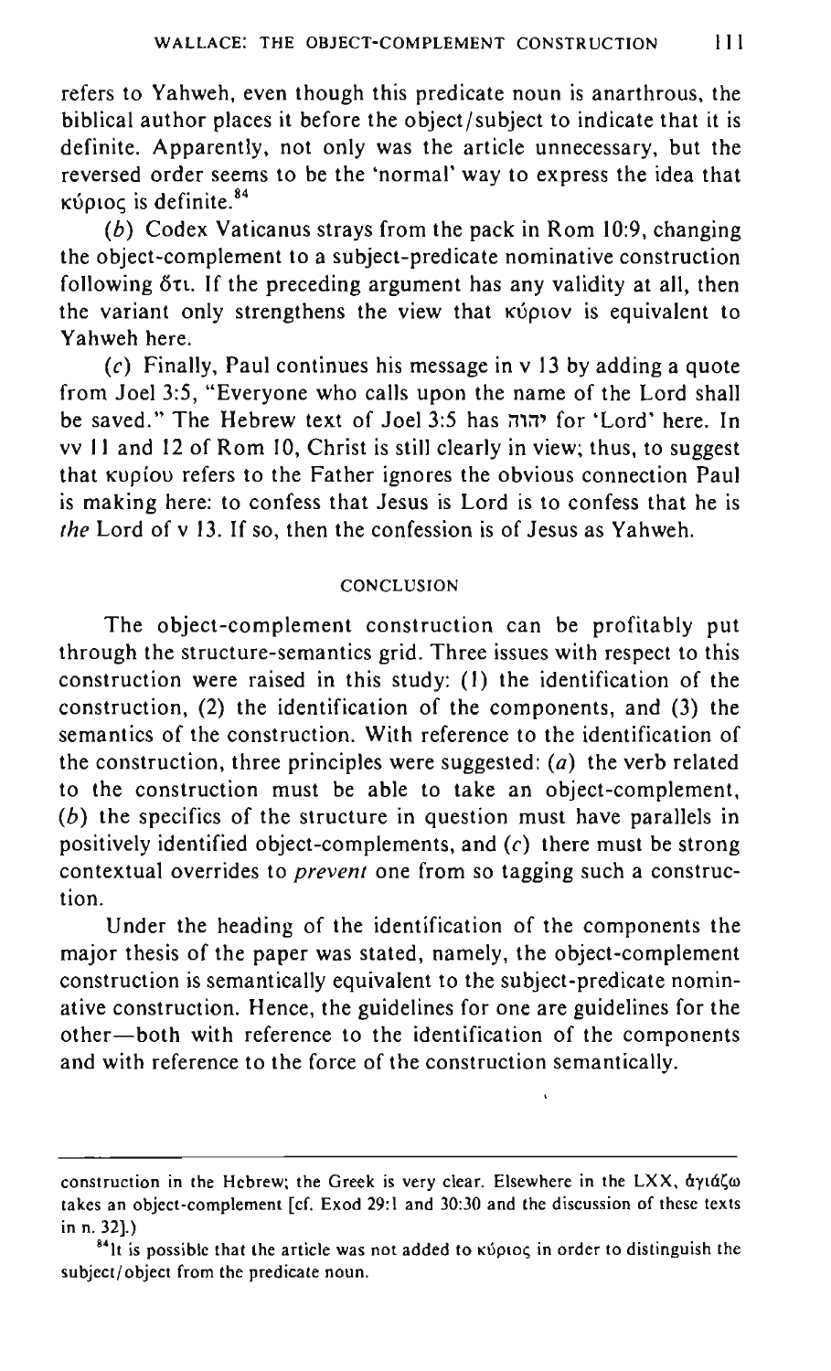refers to Yahweh, even though this predicate noun is anarthrous, the biblical author places it before the object/subject to indicate that it is definite. Apparently, not only was the article unnecessary, but the reversed order seems to be the 'normal' way to express the idea that κύριος is definite.[84]

(*b*) Codex Vaticanus strays from the pack in Rom 10:9, changing the object-complement to a subject-predicate nominative construction following ὅτι. If the preceding argument has any validity at all, then the variant only strengthens the view that κύριον is equivalent to Yahweh here.

(*c*) Finally, Paul continues his message in v 13 by adding a quote from Joel 3:5, "Everyone who calls upon the name of the Lord shall be saved." The Hebrew text of Joel 3:5 has יהוה for 'Lord' here. In vv 11 and 12 of Rom 10, Christ is still clearly in view; thus, to suggest that κυρίου refers to the Father ignores the obvious connection Paul is making here: to confess that Jesus is Lord is to confess that he is *the* Lord of v 13. If so, then the confession is of Jesus as Yahweh.

## CONCLUSION

The object-complement construction can be profitably put through the structure-semantics grid. Three issues with respect to this construction were raised in this study: (1) the identification of the construction, (2) the identification of the components, and (3) the semantics of the construction. With reference to the identification of the construction, three principles were suggested: (*a*) the verb related to the construction must be able to take an object-complement, (*b*) the specifics of the structure in question must have parallels in positively identified object-complements, and (*c*) there must be strong contextual overrides to *prevent* one from so tagging such a construction.

Under the heading of the identification of the components the major thesis of the paper was stated, namely, the object-complement construction is semantically equivalent to the subject-predicate nominative construction. Hence, the guidelines for one are guidelines for the other—both with reference to the identification of the components and with reference to the force of the construction semantically.

---

construction in the Hebrew; the Greek is very clear. Elsewhere in the LXX, ἁγιάζω takes an object-complement [cf. Exod 29:1 and 30:30 and the discussion of these texts in n. 32].)

[84] It is possible that the article was not added to κύριος in order to distinguish the subject/object from the predicate noun.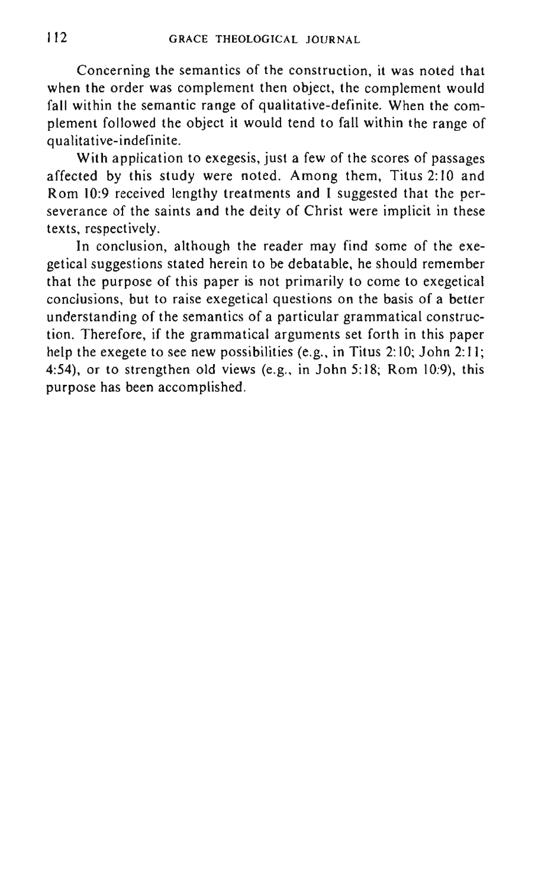Concerning the semantics of the construction, it was noted that when the order was complement then object, the complement would fall within the semantic range of qualitative-definite. When the complement followed the object it would tend to fall within the range of qualitative-indefinite.

With application to exegesis, just a few of the scores of passages affected by this study were noted. Among them, Titus 2:10 and Rom 10:9 received lengthy treatments and I suggested that the perseverance of the saints and the deity of Christ were implicit in these texts, respectively.

In conclusion, although the reader may find some of the exegetical suggestions stated herein to be debatable, he should remember that the purpose of this paper is not primarily to come to exegetical conclusions, but to raise exegetical questions on the basis of a better understanding of the semantics of a particular grammatical construction. Therefore, if the grammatical arguments set forth in this paper help the exegete to see new possibilities (e.g., in Titus 2:10; John 2:11; 4:54), or to strengthen old views (e.g., in John 5:18; Rom 10:9), this purpose has been accomplished.